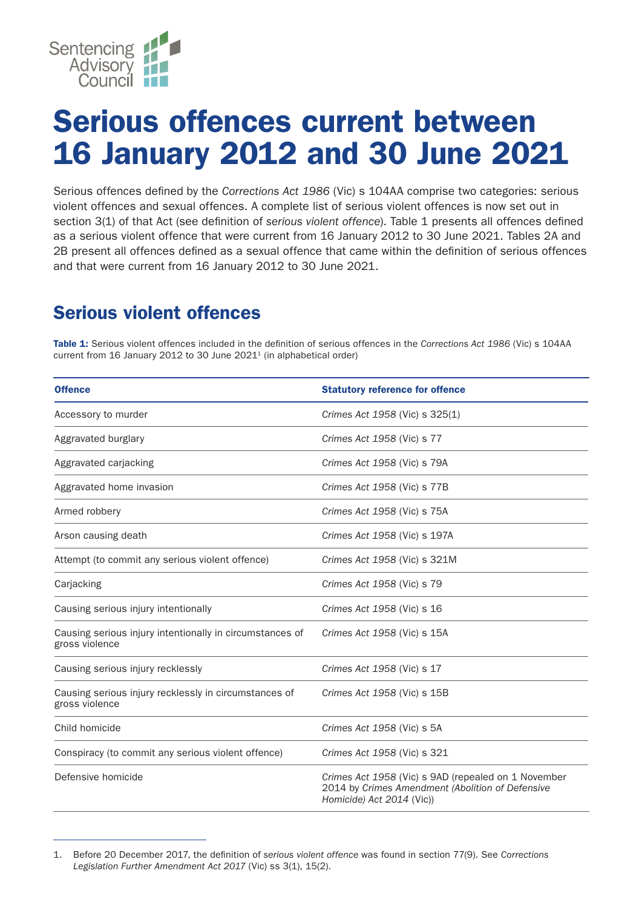# Serious offences current between 16 January 2012 and 30 June 2021

Serious offences defined by the *Corrections Act 1986* (Vic) s 104AA comprise two categories: serious violent offences and sexual offences. A complete list of serious violent offences is now set out in section 3(1) of that Act (see definition of *serious violent offence*). Table 1 presents all offences defined as a serious violent offence that were current from 16 January 2012 to 30 June 2021. Tables 2A and 2B present all offences defined as a sexual offence that came within the definition of serious offences and that were current from 16 January 2012 to 30 June 2021.

## Serious violent offences

**Table 1:** Serious violent offences included in the definition of serious offences in the *Corrections Act 1986* (Vic) s 104AA current from 16 January 2012 to 30 June 2021[1] (in alphabetical order)

| Offence | Statutory reference for offence |
|---|---|
| Accessory to murder | *Crimes Act 1958* (Vic) s 325(1) |
| Aggravated burglary | *Crimes Act 1958* (Vic) s 77 |
| Aggravated carjacking | *Crimes Act 1958* (Vic) s 79A |
| Aggravated home invasion | *Crimes Act 1958* (Vic) s 77B |
| Armed robbery | *Crimes Act 1958* (Vic) s 75A |
| Arson causing death | *Crimes Act 1958* (Vic) s 197A |
| Attempt (to commit any serious violent offence) | *Crimes Act 1958* (Vic) s 321M |
| Carjacking | *Crimes Act 1958* (Vic) s 79 |
| Causing serious injury intentionally | *Crimes Act 1958* (Vic) s 16 |
| Causing serious injury intentionally in circumstances of gross violence | *Crimes Act 1958* (Vic) s 15A |
| Causing serious injury recklessly | *Crimes Act 1958* (Vic) s 17 |
| Causing serious injury recklessly in circumstances of gross violence | *Crimes Act 1958* (Vic) s 15B |
| Child homicide | *Crimes Act 1958* (Vic) s 5A |
| Conspiracy (to commit any serious violent offence) | *Crimes Act 1958* (Vic) s 321 |
| Defensive homicide | *Crimes Act 1958* (Vic) s 9AD (repealed on 1 November 2014 by *Crimes Amendment (Abolition of Defensive Homicide) Act 2014* (Vic)) |

1. Before 20 December 2017, the definition of *serious violent offence* was found in section 77(9). See *Corrections Legislation Further Amendment Act 2017* (Vic) ss 3(1), 15(2).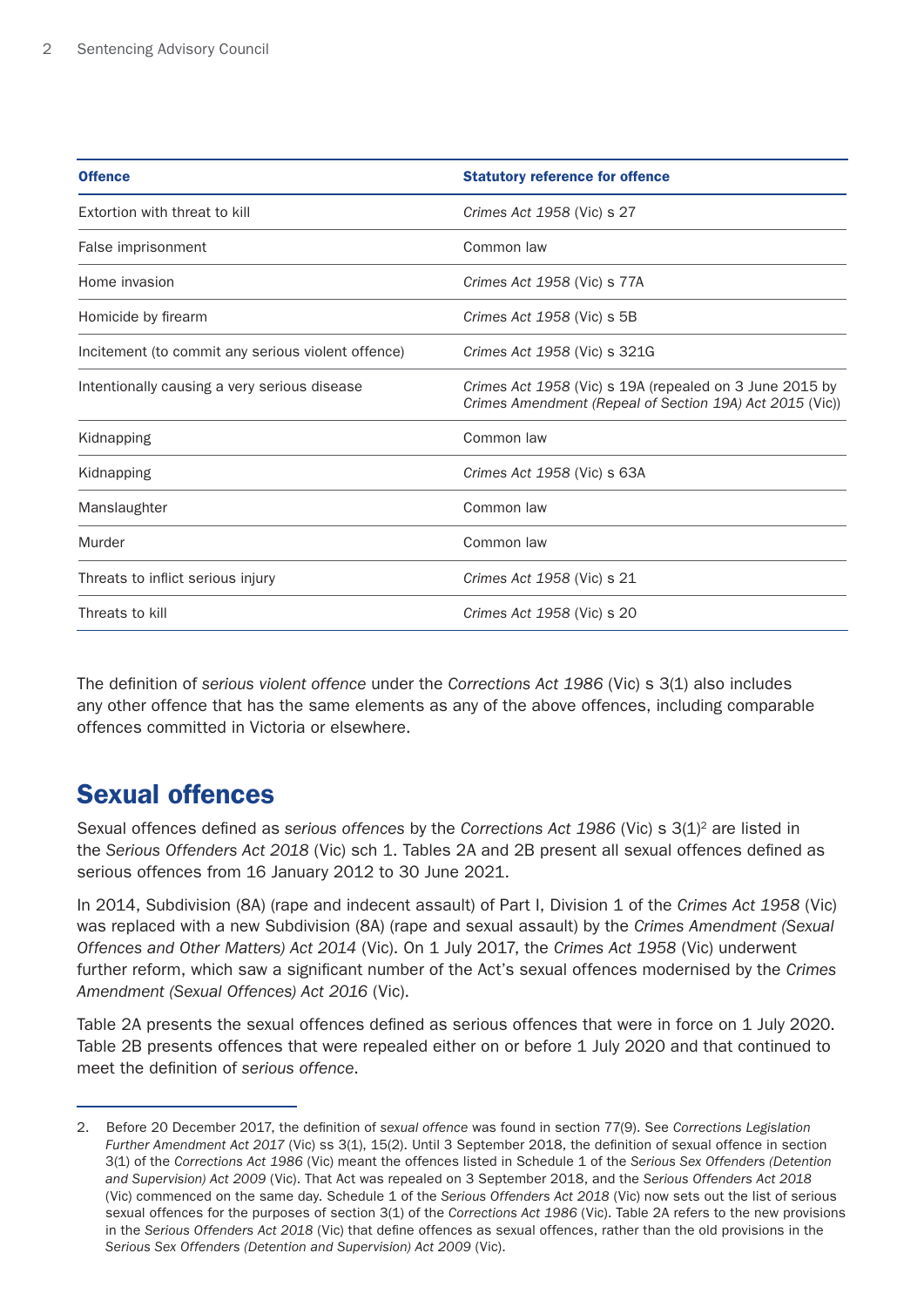| Offence | Statutory reference for offence |
| --- | --- |
| Extortion with threat to kill | *Crimes Act 1958* (Vic) s 27 |
| False imprisonment | Common law |
| Home invasion | *Crimes Act 1958* (Vic) s 77A |
| Homicide by firearm | *Crimes Act 1958* (Vic) s 5B |
| Incitement (to commit any serious violent offence) | *Crimes Act 1958* (Vic) s 321G |
| Intentionally causing a very serious disease | *Crimes Act 1958* (Vic) s 19A (repealed on 3 June 2015 by *Crimes Amendment (Repeal of Section 19A) Act 2015* (Vic)) |
| Kidnapping | Common law |
| Kidnapping | *Crimes Act 1958* (Vic) s 63A |
| Manslaughter | Common law |
| Murder | Common law |
| Threats to inflict serious injury | *Crimes Act 1958* (Vic) s 21 |
| Threats to kill | *Crimes Act 1958* (Vic) s 20 |

The definition of *serious violent offence* under the *Corrections Act 1986* (Vic) s 3(1) also includes any other offence that has the same elements as any of the above offences, including comparable offences committed in Victoria or elsewhere.

## Sexual offences

Sexual offences defined as *serious offences* by the *Corrections Act 1986* (Vic) s 3(1)[2] are listed in the *Serious Offenders Act 2018* (Vic) sch 1. Tables 2A and 2B present all sexual offences defined as serious offences from 16 January 2012 to 30 June 2021.

In 2014, Subdivision (8A) (rape and indecent assault) of Part I, Division 1 of the *Crimes Act 1958* (Vic) was replaced with a new Subdivision (8A) (rape and sexual assault) by the *Crimes Amendment (Sexual Offences and Other Matters) Act 2014* (Vic). On 1 July 2017, the *Crimes Act 1958* (Vic) underwent further reform, which saw a significant number of the Act's sexual offences modernised by the *Crimes Amendment (Sexual Offences) Act 2016* (Vic).

Table 2A presents the sexual offences defined as serious offences that were in force on 1 July 2020. Table 2B presents offences that were repealed either on or before 1 July 2020 and that continued to meet the definition of *serious offence*.

---

2. Before 20 December 2017, the definition of *sexual offence* was found in section 77(9). See *Corrections Legislation Further Amendment Act 2017* (Vic) ss 3(1), 15(2). Until 3 September 2018, the definition of sexual offence in section 3(1) of the *Corrections Act 1986* (Vic) meant the offences listed in Schedule 1 of the *Serious Sex Offenders (Detention and Supervision) Act 2009* (Vic). That Act was repealed on 3 September 2018, and the *Serious Offenders Act 2018* (Vic) commenced on the same day. Schedule 1 of the *Serious Offenders Act 2018* (Vic) now sets out the list of serious sexual offences for the purposes of section 3(1) of the *Corrections Act 1986* (Vic). Table 2A refers to the new provisions in the *Serious Offenders Act 2018* (Vic) that define offences as sexual offences, rather than the old provisions in the *Serious Sex Offenders (Detention and Supervision) Act 2009* (Vic).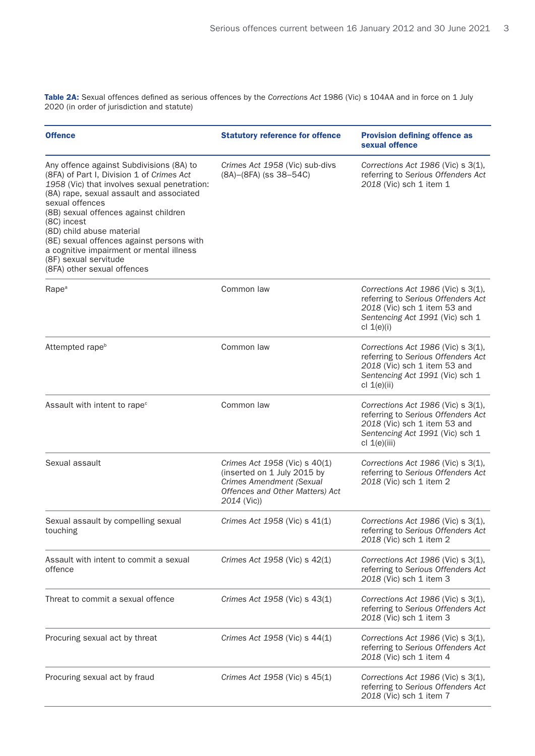**Table 2A:** Sexual offences defined as serious offences by the *Corrections Act* 1986 (Vic) s 104AA and in force on 1 July 2020 (in order of jurisdiction and statute)

| Offence | Statutory reference for offence | Provision defining offence as sexual offence |
|---|---|---|
| Any offence against Subdivisions (8A) to (8FA) of Part I, Division 1 of *Crimes Act 1958* (Vic) that involves sexual penetration:<br>(8A) rape, sexual assault and associated sexual offences<br>(8B) sexual offences against children<br>(8C) incest<br>(8D) child abuse material<br>(8E) sexual offences against persons with a cognitive impairment or mental illness<br>(8F) sexual servitude<br>(8FA) other sexual offences | *Crimes Act 1958* (Vic) sub-divs (8A)–(8FA) (ss 38–54C) | *Corrections Act 1986* (Vic) s 3(1), referring to *Serious Offenders Act 2018* (Vic) sch 1 item 1 |
| Rape[a] | Common law | *Corrections Act 1986* (Vic) s 3(1), referring to *Serious Offenders Act 2018* (Vic) sch 1 item 53 and *Sentencing Act 1991* (Vic) sch 1 cl 1(e)(i) |
| Attempted rape[b] | Common law | *Corrections Act 1986* (Vic) s 3(1), referring to *Serious Offenders Act 2018* (Vic) sch 1 item 53 and *Sentencing Act 1991* (Vic) sch 1 cl 1(e)(ii) |
| Assault with intent to rape[c] | Common law | *Corrections Act 1986* (Vic) s 3(1), referring to *Serious Offenders Act 2018* (Vic) sch 1 item 53 and *Sentencing Act 1991* (Vic) sch 1 cl 1(e)(iii) |
| Sexual assault | *Crimes Act 1958* (Vic) s 40(1) (inserted on 1 July 2015 by *Crimes Amendment (Sexual Offences and Other Matters) Act 2014* (Vic)) | *Corrections Act 1986* (Vic) s 3(1), referring to *Serious Offenders Act 2018* (Vic) sch 1 item 2 |
| Sexual assault by compelling sexual touching | *Crimes Act 1958* (Vic) s 41(1) | *Corrections Act 1986* (Vic) s 3(1), referring to *Serious Offenders Act 2018* (Vic) sch 1 item 2 |
| Assault with intent to commit a sexual offence | *Crimes Act 1958* (Vic) s 42(1) | *Corrections Act 1986* (Vic) s 3(1), referring to *Serious Offenders Act 2018* (Vic) sch 1 item 3 |
| Threat to commit a sexual offence | *Crimes Act 1958* (Vic) s 43(1) | *Corrections Act 1986* (Vic) s 3(1), referring to *Serious Offenders Act 2018* (Vic) sch 1 item 3 |
| Procuring sexual act by threat | *Crimes Act 1958* (Vic) s 44(1) | *Corrections Act 1986* (Vic) s 3(1), referring to *Serious Offenders Act 2018* (Vic) sch 1 item 4 |
| Procuring sexual act by fraud | *Crimes Act 1958* (Vic) s 45(1) | *Corrections Act 1986* (Vic) s 3(1), referring to *Serious Offenders Act 2018* (Vic) sch 1 item 7 |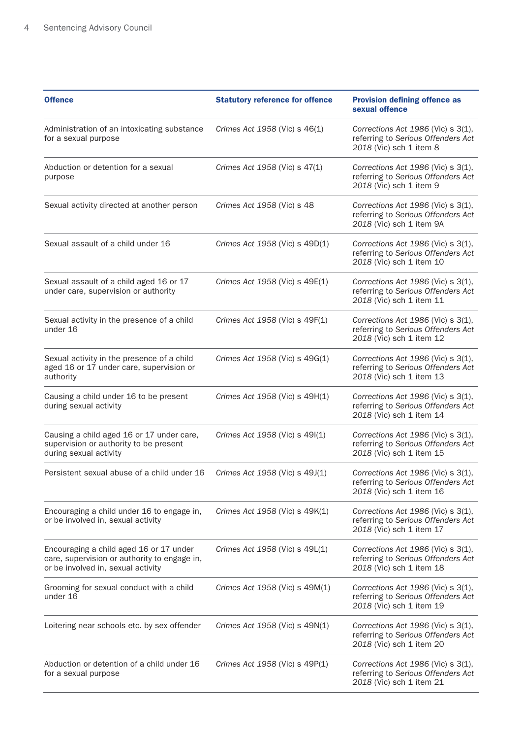| Offence | Statutory reference for offence | Provision defining offence as sexual offence |
|---|---|---|
| Administration of an intoxicating substance for a sexual purpose | *Crimes Act 1958* (Vic) s 46(1) | *Corrections Act 1986* (Vic) s 3(1), referring to *Serious Offenders Act 2018* (Vic) sch 1 item 8 |
| Abduction or detention for a sexual purpose | *Crimes Act 1958* (Vic) s 47(1) | *Corrections Act 1986* (Vic) s 3(1), referring to *Serious Offenders Act 2018* (Vic) sch 1 item 9 |
| Sexual activity directed at another person | *Crimes Act 1958* (Vic) s 48 | *Corrections Act 1986* (Vic) s 3(1), referring to *Serious Offenders Act 2018* (Vic) sch 1 item 9A |
| Sexual assault of a child under 16 | *Crimes Act 1958* (Vic) s 49D(1) | *Corrections Act 1986* (Vic) s 3(1), referring to *Serious Offenders Act 2018* (Vic) sch 1 item 10 |
| Sexual assault of a child aged 16 or 17 under care, supervision or authority | *Crimes Act 1958* (Vic) s 49E(1) | *Corrections Act 1986* (Vic) s 3(1), referring to *Serious Offenders Act 2018* (Vic) sch 1 item 11 |
| Sexual activity in the presence of a child under 16 | *Crimes Act 1958* (Vic) s 49F(1) | *Corrections Act 1986* (Vic) s 3(1), referring to *Serious Offenders Act 2018* (Vic) sch 1 item 12 |
| Sexual activity in the presence of a child aged 16 or 17 under care, supervision or authority | *Crimes Act 1958* (Vic) s 49G(1) | *Corrections Act 1986* (Vic) s 3(1), referring to *Serious Offenders Act 2018* (Vic) sch 1 item 13 |
| Causing a child under 16 to be present during sexual activity | *Crimes Act 1958* (Vic) s 49H(1) | *Corrections Act 1986* (Vic) s 3(1), referring to *Serious Offenders Act 2018* (Vic) sch 1 item 14 |
| Causing a child aged 16 or 17 under care, supervision or authority to be present during sexual activity | *Crimes Act 1958* (Vic) s 49I(1) | *Corrections Act 1986* (Vic) s 3(1), referring to *Serious Offenders Act 2018* (Vic) sch 1 item 15 |
| Persistent sexual abuse of a child under 16 | *Crimes Act 1958* (Vic) s 49J(1) | *Corrections Act 1986* (Vic) s 3(1), referring to *Serious Offenders Act 2018* (Vic) sch 1 item 16 |
| Encouraging a child under 16 to engage in, or be involved in, sexual activity | *Crimes Act 1958* (Vic) s 49K(1) | *Corrections Act 1986* (Vic) s 3(1), referring to *Serious Offenders Act 2018* (Vic) sch 1 item 17 |
| Encouraging a child aged 16 or 17 under care, supervision or authority to engage in, or be involved in, sexual activity | *Crimes Act 1958* (Vic) s 49L(1) | *Corrections Act 1986* (Vic) s 3(1), referring to *Serious Offenders Act 2018* (Vic) sch 1 item 18 |
| Grooming for sexual conduct with a child under 16 | *Crimes Act 1958* (Vic) s 49M(1) | *Corrections Act 1986* (Vic) s 3(1), referring to *Serious Offenders Act 2018* (Vic) sch 1 item 19 |
| Loitering near schools etc. by sex offender | *Crimes Act 1958* (Vic) s 49N(1) | *Corrections Act 1986* (Vic) s 3(1), referring to *Serious Offenders Act 2018* (Vic) sch 1 item 20 |
| Abduction or detention of a child under 16 for a sexual purpose | *Crimes Act 1958* (Vic) s 49P(1) | *Corrections Act 1986* (Vic) s 3(1), referring to *Serious Offenders Act 2018* (Vic) sch 1 item 21 |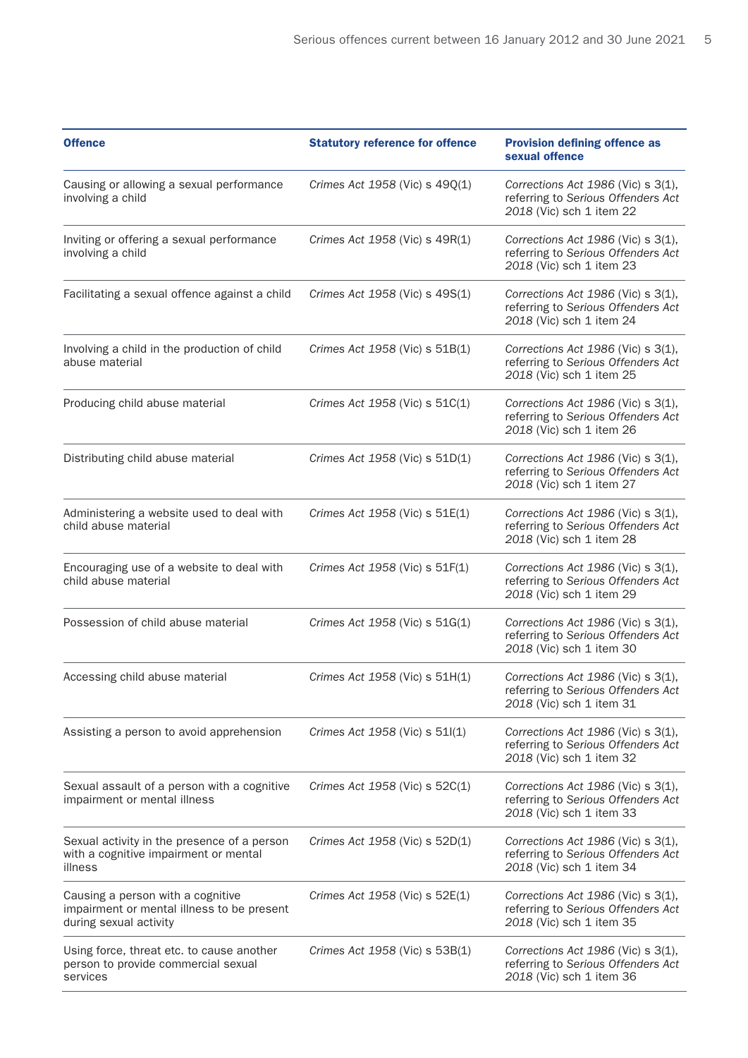| Offence | Statutory reference for offence | Provision defining offence as sexual offence |
|---|---|---|
| Causing or allowing a sexual performance involving a child | *Crimes Act 1958* (Vic) s 49Q(1) | *Corrections Act 1986* (Vic) s 3(1), referring to *Serious Offenders Act 2018* (Vic) sch 1 item 22 |
| Inviting or offering a sexual performance involving a child | *Crimes Act 1958* (Vic) s 49R(1) | *Corrections Act 1986* (Vic) s 3(1), referring to *Serious Offenders Act 2018* (Vic) sch 1 item 23 |
| Facilitating a sexual offence against a child | *Crimes Act 1958* (Vic) s 49S(1) | *Corrections Act 1986* (Vic) s 3(1), referring to *Serious Offenders Act 2018* (Vic) sch 1 item 24 |
| Involving a child in the production of child abuse material | *Crimes Act 1958* (Vic) s 51B(1) | *Corrections Act 1986* (Vic) s 3(1), referring to *Serious Offenders Act 2018* (Vic) sch 1 item 25 |
| Producing child abuse material | *Crimes Act 1958* (Vic) s 51C(1) | *Corrections Act 1986* (Vic) s 3(1), referring to *Serious Offenders Act 2018* (Vic) sch 1 item 26 |
| Distributing child abuse material | *Crimes Act 1958* (Vic) s 51D(1) | *Corrections Act 1986* (Vic) s 3(1), referring to *Serious Offenders Act 2018* (Vic) sch 1 item 27 |
| Administering a website used to deal with child abuse material | *Crimes Act 1958* (Vic) s 51E(1) | *Corrections Act 1986* (Vic) s 3(1), referring to *Serious Offenders Act 2018* (Vic) sch 1 item 28 |
| Encouraging use of a website to deal with child abuse material | *Crimes Act 1958* (Vic) s 51F(1) | *Corrections Act 1986* (Vic) s 3(1), referring to *Serious Offenders Act 2018* (Vic) sch 1 item 29 |
| Possession of child abuse material | *Crimes Act 1958* (Vic) s 51G(1) | *Corrections Act 1986* (Vic) s 3(1), referring to *Serious Offenders Act 2018* (Vic) sch 1 item 30 |
| Accessing child abuse material | *Crimes Act 1958* (Vic) s 51H(1) | *Corrections Act 1986* (Vic) s 3(1), referring to *Serious Offenders Act 2018* (Vic) sch 1 item 31 |
| Assisting a person to avoid apprehension | *Crimes Act 1958* (Vic) s 51I(1) | *Corrections Act 1986* (Vic) s 3(1), referring to *Serious Offenders Act 2018* (Vic) sch 1 item 32 |
| Sexual assault of a person with a cognitive impairment or mental illness | *Crimes Act 1958* (Vic) s 52C(1) | *Corrections Act 1986* (Vic) s 3(1), referring to *Serious Offenders Act 2018* (Vic) sch 1 item 33 |
| Sexual activity in the presence of a person with a cognitive impairment or mental illness | *Crimes Act 1958* (Vic) s 52D(1) | *Corrections Act 1986* (Vic) s 3(1), referring to *Serious Offenders Act 2018* (Vic) sch 1 item 34 |
| Causing a person with a cognitive impairment or mental illness to be present during sexual activity | *Crimes Act 1958* (Vic) s 52E(1) | *Corrections Act 1986* (Vic) s 3(1), referring to *Serious Offenders Act 2018* (Vic) sch 1 item 35 |
| Using force, threat etc. to cause another person to provide commercial sexual services | *Crimes Act 1958* (Vic) s 53B(1) | *Corrections Act 1986* (Vic) s 3(1), referring to *Serious Offenders Act 2018* (Vic) sch 1 item 36 |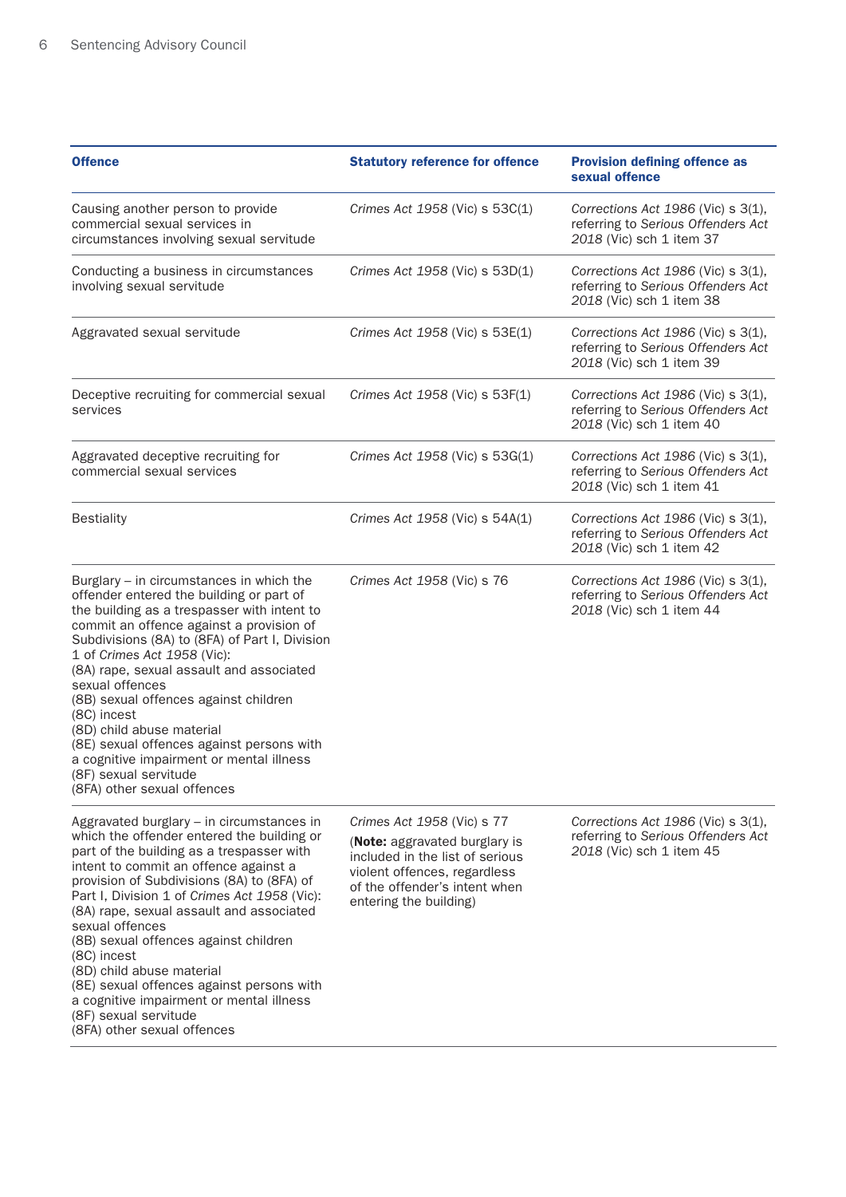| Offence | Statutory reference for offence | Provision defining offence as sexual offence |
|---|---|---|
| Causing another person to provide commercial sexual services in circumstances involving sexual servitude | *Crimes Act 1958* (Vic) s 53C(1) | *Corrections Act 1986* (Vic) s 3(1), referring to *Serious Offenders Act 2018* (Vic) sch 1 item 37 |
| Conducting a business in circumstances involving sexual servitude | *Crimes Act 1958* (Vic) s 53D(1) | *Corrections Act 1986* (Vic) s 3(1), referring to *Serious Offenders Act 2018* (Vic) sch 1 item 38 |
| Aggravated sexual servitude | *Crimes Act 1958* (Vic) s 53E(1) | *Corrections Act 1986* (Vic) s 3(1), referring to *Serious Offenders Act 2018* (Vic) sch 1 item 39 |
| Deceptive recruiting for commercial sexual services | *Crimes Act 1958* (Vic) s 53F(1) | *Corrections Act 1986* (Vic) s 3(1), referring to *Serious Offenders Act 2018* (Vic) sch 1 item 40 |
| Aggravated deceptive recruiting for commercial sexual services | *Crimes Act 1958* (Vic) s 53G(1) | *Corrections Act 1986* (Vic) s 3(1), referring to *Serious Offenders Act 2018* (Vic) sch 1 item 41 |
| Bestiality | *Crimes Act 1958* (Vic) s 54A(1) | *Corrections Act 1986* (Vic) s 3(1), referring to *Serious Offenders Act 2018* (Vic) sch 1 item 42 |
| Burglary – in circumstances in which the offender entered the building or part of the building as a trespasser with intent to commit an offence against a provision of Subdivisions (8A) to (8FA) of Part I, Division 1 of *Crimes Act 1958* (Vic):<br>(8A) rape, sexual assault and associated sexual offences<br>(8B) sexual offences against children<br>(8C) incest<br>(8D) child abuse material<br>(8E) sexual offences against persons with a cognitive impairment or mental illness<br>(8F) sexual servitude<br>(8FA) other sexual offences | *Crimes Act 1958* (Vic) s 76 | *Corrections Act 1986* (Vic) s 3(1), referring to *Serious Offenders Act 2018* (Vic) sch 1 item 44 |
| Aggravated burglary – in circumstances in which the offender entered the building or part of the building as a trespasser with intent to commit an offence against a provision of Subdivisions (8A) to (8FA) of Part I, Division 1 of *Crimes Act 1958* (Vic):<br>(8A) rape, sexual assault and associated sexual offences<br>(8B) sexual offences against children<br>(8C) incest<br>(8D) child abuse material<br>(8E) sexual offences against persons with a cognitive impairment or mental illness<br>(8F) sexual servitude<br>(8FA) other sexual offences | *Crimes Act 1958* (Vic) s 77<br>(**Note:** aggravated burglary is included in the list of serious violent offences, regardless of the offender's intent when entering the building) | *Corrections Act 1986* (Vic) s 3(1), referring to *Serious Offenders Act 2018* (Vic) sch 1 item 45 |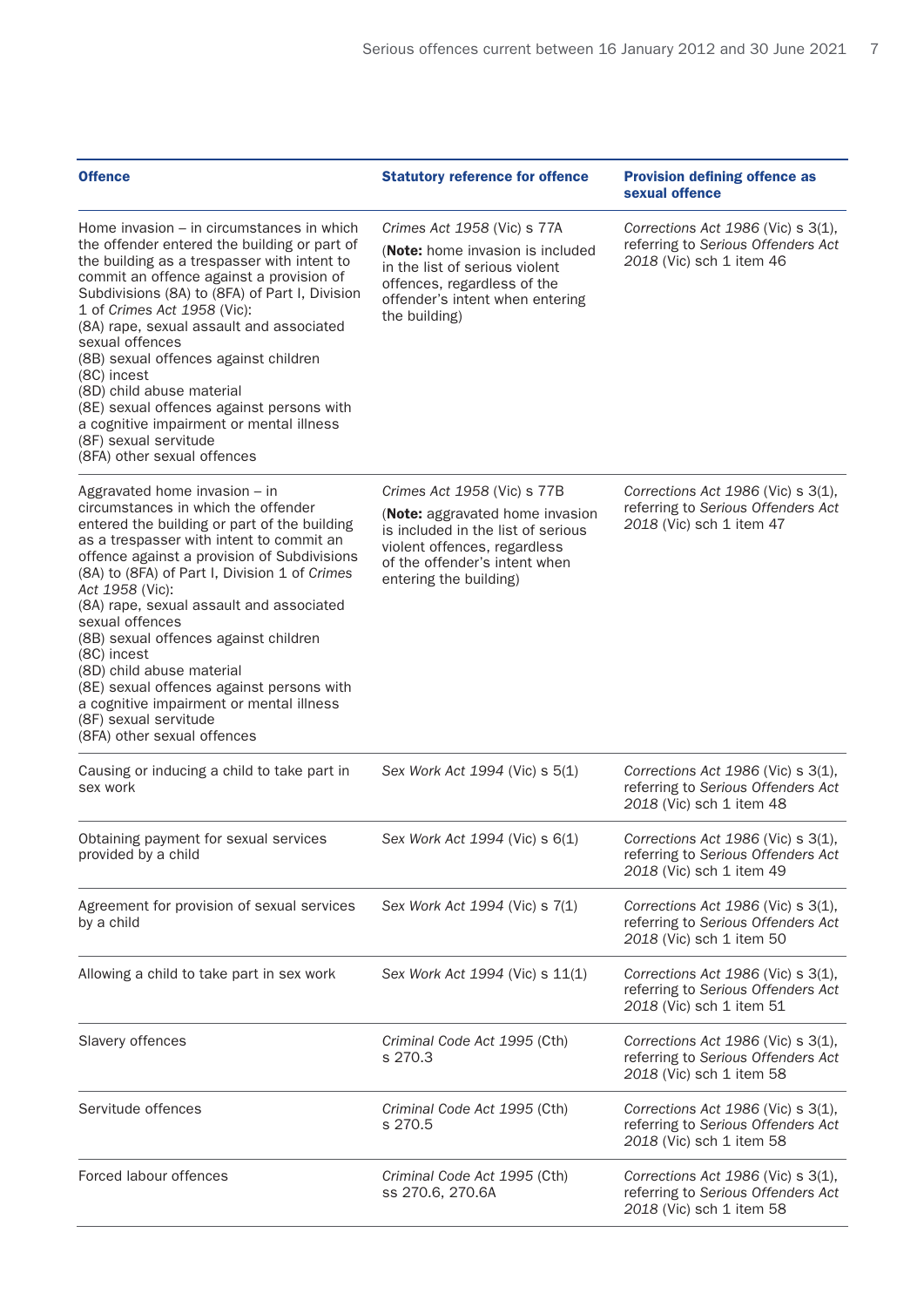| Offence | Statutory reference for offence | Provision defining offence as sexual offence |
|---|---|---|
| Home invasion – in circumstances in which the offender entered the building or part of the building as a trespasser with intent to commit an offence against a provision of Subdivisions (8A) to (8FA) of Part I, Division 1 of *Crimes Act 1958* (Vic):<br>(8A) rape, sexual assault and associated sexual offences<br>(8B) sexual offences against children<br>(8C) incest<br>(8D) child abuse material<br>(8E) sexual offences against persons with a cognitive impairment or mental illness<br>(8F) sexual servitude<br>(8FA) other sexual offences | *Crimes Act 1958* (Vic) s 77A<br>(**Note:** home invasion is included in the list of serious violent offences, regardless of the offender's intent when entering the building) | *Corrections Act 1986* (Vic) s 3(1), referring to *Serious Offenders Act 2018* (Vic) sch 1 item 46 |
| Aggravated home invasion – in circumstances in which the offender entered the building or part of the building as a trespasser with intent to commit an offence against a provision of Subdivisions (8A) to (8FA) of Part I, Division 1 of *Crimes Act 1958* (Vic):<br>(8A) rape, sexual assault and associated sexual offences<br>(8B) sexual offences against children<br>(8C) incest<br>(8D) child abuse material<br>(8E) sexual offences against persons with a cognitive impairment or mental illness<br>(8F) sexual servitude<br>(8FA) other sexual offences | *Crimes Act 1958* (Vic) s 77B<br>(**Note:** aggravated home invasion is included in the list of serious violent offences, regardless of the offender's intent when entering the building) | *Corrections Act 1986* (Vic) s 3(1), referring to *Serious Offenders Act 2018* (Vic) sch 1 item 47 |
| Causing or inducing a child to take part in sex work | *Sex Work Act 1994* (Vic) s 5(1) | *Corrections Act 1986* (Vic) s 3(1), referring to *Serious Offenders Act 2018* (Vic) sch 1 item 48 |
| Obtaining payment for sexual services provided by a child | *Sex Work Act 1994* (Vic) s 6(1) | *Corrections Act 1986* (Vic) s 3(1), referring to *Serious Offenders Act 2018* (Vic) sch 1 item 49 |
| Agreement for provision of sexual services by a child | *Sex Work Act 1994* (Vic) s 7(1) | *Corrections Act 1986* (Vic) s 3(1), referring to *Serious Offenders Act 2018* (Vic) sch 1 item 50 |
| Allowing a child to take part in sex work | *Sex Work Act 1994* (Vic) s 11(1) | *Corrections Act 1986* (Vic) s 3(1), referring to *Serious Offenders Act 2018* (Vic) sch 1 item 51 |
| Slavery offences | *Criminal Code Act 1995* (Cth) s 270.3 | *Corrections Act 1986* (Vic) s 3(1), referring to *Serious Offenders Act 2018* (Vic) sch 1 item 58 |
| Servitude offences | *Criminal Code Act 1995* (Cth) s 270.5 | *Corrections Act 1986* (Vic) s 3(1), referring to *Serious Offenders Act 2018* (Vic) sch 1 item 58 |
| Forced labour offences | *Criminal Code Act 1995* (Cth) ss 270.6, 270.6A | *Corrections Act 1986* (Vic) s 3(1), referring to *Serious Offenders Act 2018* (Vic) sch 1 item 58 |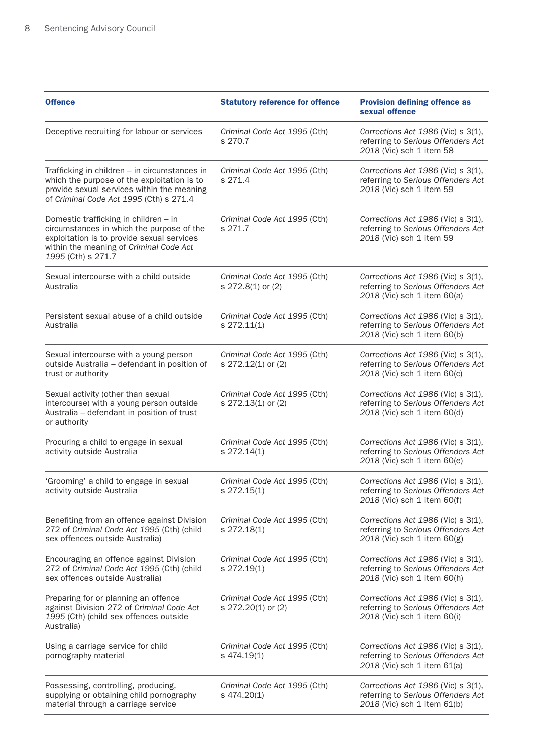| Offence | Statutory reference for offence | Provision defining offence as sexual offence |
|---|---|---|
| Deceptive recruiting for labour or services | *Criminal Code Act 1995* (Cth) s 270.7 | *Corrections Act 1986* (Vic) s 3(1), referring to *Serious Offenders Act 2018* (Vic) sch 1 item 58 |
| Trafficking in children – in circumstances in which the purpose of the exploitation is to provide sexual services within the meaning of *Criminal Code Act 1995* (Cth) s 271.4 | *Criminal Code Act 1995* (Cth) s 271.4 | *Corrections Act 1986* (Vic) s 3(1), referring to *Serious Offenders Act 2018* (Vic) sch 1 item 59 |
| Domestic trafficking in children – in circumstances in which the purpose of the exploitation is to provide sexual services within the meaning of *Criminal Code Act 1995* (Cth) s 271.7 | *Criminal Code Act 1995* (Cth) s 271.7 | *Corrections Act 1986* (Vic) s 3(1), referring to *Serious Offenders Act 2018* (Vic) sch 1 item 59 |
| Sexual intercourse with a child outside Australia | *Criminal Code Act 1995* (Cth) s 272.8(1) or (2) | *Corrections Act 1986* (Vic) s 3(1), referring to *Serious Offenders Act 2018* (Vic) sch 1 item 60(a) |
| Persistent sexual abuse of a child outside Australia | *Criminal Code Act 1995* (Cth) s 272.11(1) | *Corrections Act 1986* (Vic) s 3(1), referring to *Serious Offenders Act 2018* (Vic) sch 1 item 60(b) |
| Sexual intercourse with a young person outside Australia – defendant in position of trust or authority | *Criminal Code Act 1995* (Cth) s 272.12(1) or (2) | *Corrections Act 1986* (Vic) s 3(1), referring to *Serious Offenders Act 2018* (Vic) sch 1 item 60(c) |
| Sexual activity (other than sexual intercourse) with a young person outside Australia – defendant in position of trust or authority | *Criminal Code Act 1995* (Cth) s 272.13(1) or (2) | *Corrections Act 1986* (Vic) s 3(1), referring to *Serious Offenders Act 2018* (Vic) sch 1 item 60(d) |
| Procuring a child to engage in sexual activity outside Australia | *Criminal Code Act 1995* (Cth) s 272.14(1) | *Corrections Act 1986* (Vic) s 3(1), referring to *Serious Offenders Act 2018* (Vic) sch 1 item 60(e) |
| 'Grooming' a child to engage in sexual activity outside Australia | *Criminal Code Act 1995* (Cth) s 272.15(1) | *Corrections Act 1986* (Vic) s 3(1), referring to *Serious Offenders Act 2018* (Vic) sch 1 item 60(f) |
| Benefiting from an offence against Division 272 of *Criminal Code Act 1995* (Cth) (child sex offences outside Australia) | *Criminal Code Act 1995* (Cth) s 272.18(1) | *Corrections Act 1986* (Vic) s 3(1), referring to *Serious Offenders Act 2018* (Vic) sch 1 item 60(g) |
| Encouraging an offence against Division 272 of *Criminal Code Act 1995* (Cth) (child sex offences outside Australia) | *Criminal Code Act 1995* (Cth) s 272.19(1) | *Corrections Act 1986* (Vic) s 3(1), referring to *Serious Offenders Act 2018* (Vic) sch 1 item 60(h) |
| Preparing for or planning an offence against Division 272 of *Criminal Code Act 1995* (Cth) (child sex offences outside Australia) | *Criminal Code Act 1995* (Cth) s 272.20(1) or (2) | *Corrections Act 1986* (Vic) s 3(1), referring to *Serious Offenders Act 2018* (Vic) sch 1 item 60(i) |
| Using a carriage service for child pornography material | *Criminal Code Act 1995* (Cth) s 474.19(1) | *Corrections Act 1986* (Vic) s 3(1), referring to *Serious Offenders Act 2018* (Vic) sch 1 item 61(a) |
| Possessing, controlling, producing, supplying or obtaining child pornography material through a carriage service | *Criminal Code Act 1995* (Cth) s 474.20(1) | *Corrections Act 1986* (Vic) s 3(1), referring to *Serious Offenders Act 2018* (Vic) sch 1 item 61(b) |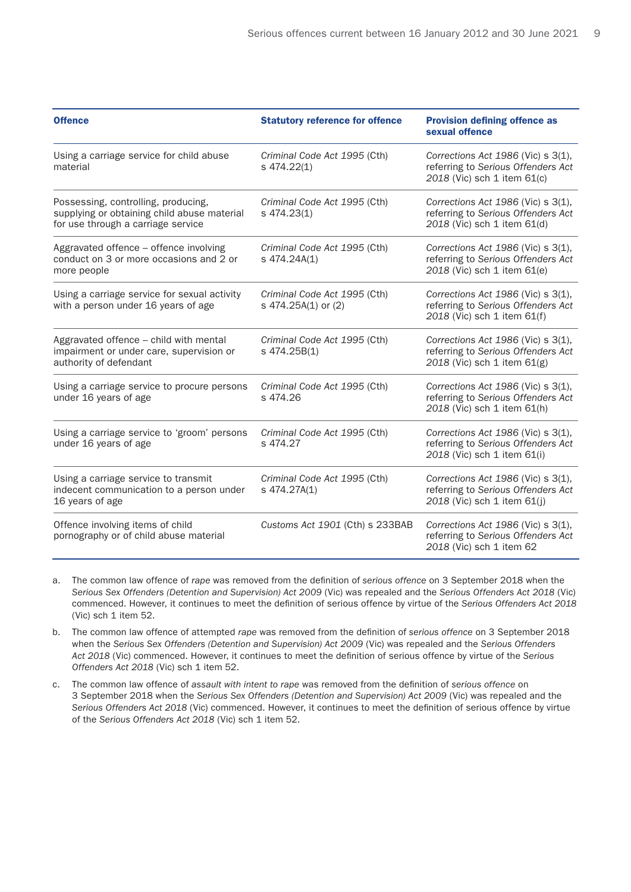| Offence | Statutory reference for offence | Provision defining offence as sexual offence |
|---|---|---|
| Using a carriage service for child abuse material | *Criminal Code Act 1995* (Cth) s 474.22(1) | *Corrections Act 1986* (Vic) s 3(1), referring to *Serious Offenders Act 2018* (Vic) sch 1 item 61(c) |
| Possessing, controlling, producing, supplying or obtaining child abuse material for use through a carriage service | *Criminal Code Act 1995* (Cth) s 474.23(1) | *Corrections Act 1986* (Vic) s 3(1), referring to *Serious Offenders Act 2018* (Vic) sch 1 item 61(d) |
| Aggravated offence – offence involving conduct on 3 or more occasions and 2 or more people | *Criminal Code Act 1995* (Cth) s 474.24A(1) | *Corrections Act 1986* (Vic) s 3(1), referring to *Serious Offenders Act 2018* (Vic) sch 1 item 61(e) |
| Using a carriage service for sexual activity with a person under 16 years of age | *Criminal Code Act 1995* (Cth) s 474.25A(1) or (2) | *Corrections Act 1986* (Vic) s 3(1), referring to *Serious Offenders Act 2018* (Vic) sch 1 item 61(f) |
| Aggravated offence – child with mental impairment or under care, supervision or authority of defendant | *Criminal Code Act 1995* (Cth) s 474.25B(1) | *Corrections Act 1986* (Vic) s 3(1), referring to *Serious Offenders Act 2018* (Vic) sch 1 item 61(g) |
| Using a carriage service to procure persons under 16 years of age | *Criminal Code Act 1995* (Cth) s 474.26 | *Corrections Act 1986* (Vic) s 3(1), referring to *Serious Offenders Act 2018* (Vic) sch 1 item 61(h) |
| Using a carriage service to 'groom' persons under 16 years of age | *Criminal Code Act 1995* (Cth) s 474.27 | *Corrections Act 1986* (Vic) s 3(1), referring to *Serious Offenders Act 2018* (Vic) sch 1 item 61(i) |
| Using a carriage service to transmit indecent communication to a person under 16 years of age | *Criminal Code Act 1995* (Cth) s 474.27A(1) | *Corrections Act 1986* (Vic) s 3(1), referring to *Serious Offenders Act 2018* (Vic) sch 1 item 61(j) |
| Offence involving items of child pornography or of child abuse material | *Customs Act 1901* (Cth) s 233BAB | *Corrections Act 1986* (Vic) s 3(1), referring to *Serious Offenders Act 2018* (Vic) sch 1 item 62 |

a. The common law offence of *rape* was removed from the definition of *serious offence* on 3 September 2018 when the *Serious Sex Offenders (Detention and Supervision) Act 2009* (Vic) was repealed and the *Serious Offenders Act 2018* (Vic) commenced. However, it continues to meet the definition of serious offence by virtue of the *Serious Offenders Act 2018* (Vic) sch 1 item 52.

b. The common law offence of attempted *rape* was removed from the definition of *serious offence* on 3 September 2018 when the *Serious Sex Offenders (Detention and Supervision) Act 2009* (Vic) was repealed and the *Serious Offenders Act 2018* (Vic) commenced. However, it continues to meet the definition of serious offence by virtue of the *Serious Offenders Act 2018* (Vic) sch 1 item 52.

c. The common law offence of *assault with intent to rape* was removed from the definition of *serious offence* on 3 September 2018 when the *Serious Sex Offenders (Detention and Supervision) Act 2009* (Vic) was repealed and the *Serious Offenders Act 2018* (Vic) commenced. However, it continues to meet the definition of serious offence by virtue of the *Serious Offenders Act 2018* (Vic) sch 1 item 52.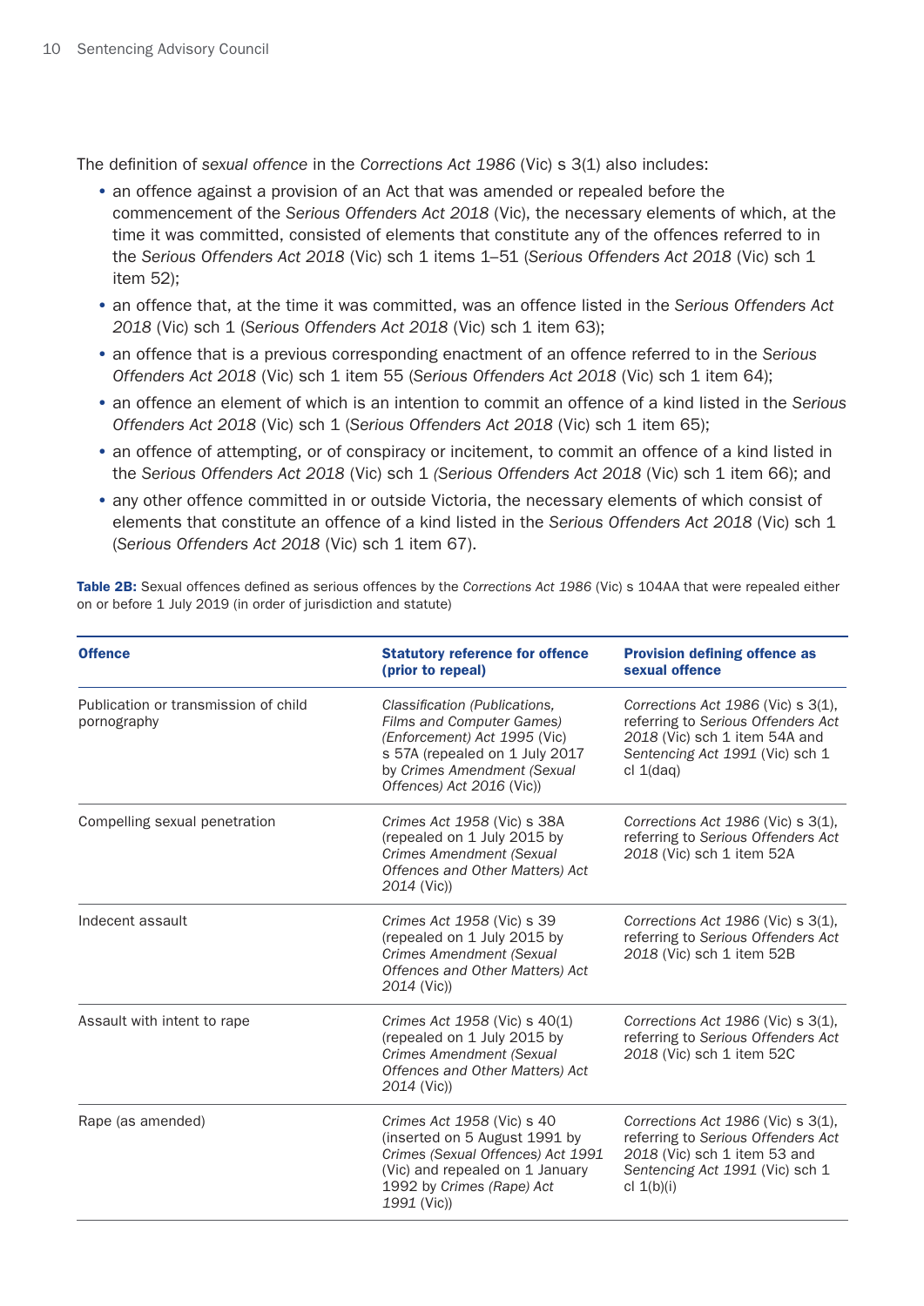The definition of *sexual offence* in the *Corrections Act 1986* (Vic) s 3(1) also includes:

- an offence against a provision of an Act that was amended or repealed before the commencement of the *Serious Offenders Act 2018* (Vic), the necessary elements of which, at the time it was committed, consisted of elements that constitute any of the offences referred to in the *Serious Offenders Act 2018* (Vic) sch 1 items 1–51 (*Serious Offenders Act 2018* (Vic) sch 1 item 52);
- an offence that, at the time it was committed, was an offence listed in the *Serious Offenders Act 2018* (Vic) sch 1 (*Serious Offenders Act 2018* (Vic) sch 1 item 63);
- an offence that is a previous corresponding enactment of an offence referred to in the *Serious Offenders Act 2018* (Vic) sch 1 item 55 (*Serious Offenders Act 2018* (Vic) sch 1 item 64);
- an offence an element of which is an intention to commit an offence of a kind listed in the *Serious Offenders Act 2018* (Vic) sch 1 (*Serious Offenders Act 2018* (Vic) sch 1 item 65);
- an offence of attempting, or of conspiracy or incitement, to commit an offence of a kind listed in the *Serious Offenders Act 2018* (Vic) sch 1 (*Serious Offenders Act 2018* (Vic) sch 1 item 66); and
- any other offence committed in or outside Victoria, the necessary elements of which consist of elements that constitute an offence of a kind listed in the *Serious Offenders Act 2018* (Vic) sch 1 (*Serious Offenders Act 2018* (Vic) sch 1 item 67).

**Table 2B:** Sexual offences defined as serious offences by the *Corrections Act 1986* (Vic) s 104AA that were repealed either on or before 1 July 2019 (in order of jurisdiction and statute)

| Offence | Statutory reference for offence (prior to repeal) | Provision defining offence as sexual offence |
|---|---|---|
| Publication or transmission of child pornography | *Classification (Publications, Films and Computer Games) (Enforcement) Act 1995* (Vic) s 57A (repealed on 1 July 2017 by *Crimes Amendment (Sexual Offences) Act 2016* (Vic)) | *Corrections Act 1986* (Vic) s 3(1), referring to *Serious Offenders Act 2018* (Vic) sch 1 item 54A and *Sentencing Act 1991* (Vic) sch 1 cl 1(daq) |
| Compelling sexual penetration | *Crimes Act 1958* (Vic) s 38A (repealed on 1 July 2015 by *Crimes Amendment (Sexual Offences and Other Matters) Act 2014* (Vic)) | *Corrections Act 1986* (Vic) s 3(1), referring to *Serious Offenders Act 2018* (Vic) sch 1 item 52A |
| Indecent assault | *Crimes Act 1958* (Vic) s 39 (repealed on 1 July 2015 by *Crimes Amendment (Sexual Offences and Other Matters) Act 2014* (Vic)) | *Corrections Act 1986* (Vic) s 3(1), referring to *Serious Offenders Act 2018* (Vic) sch 1 item 52B |
| Assault with intent to rape | *Crimes Act 1958* (Vic) s 40(1) (repealed on 1 July 2015 by *Crimes Amendment (Sexual Offences and Other Matters) Act 2014* (Vic)) | *Corrections Act 1986* (Vic) s 3(1), referring to *Serious Offenders Act 2018* (Vic) sch 1 item 52C |
| Rape (as amended) | *Crimes Act 1958* (Vic) s 40 (inserted on 5 August 1991 by *Crimes (Sexual Offences) Act 1991* (Vic) and repealed on 1 January 1992 by *Crimes (Rape) Act 1991* (Vic)) | *Corrections Act 1986* (Vic) s 3(1), referring to *Serious Offenders Act 2018* (Vic) sch 1 item 53 and *Sentencing Act 1991* (Vic) sch 1 cl 1(b)(i) |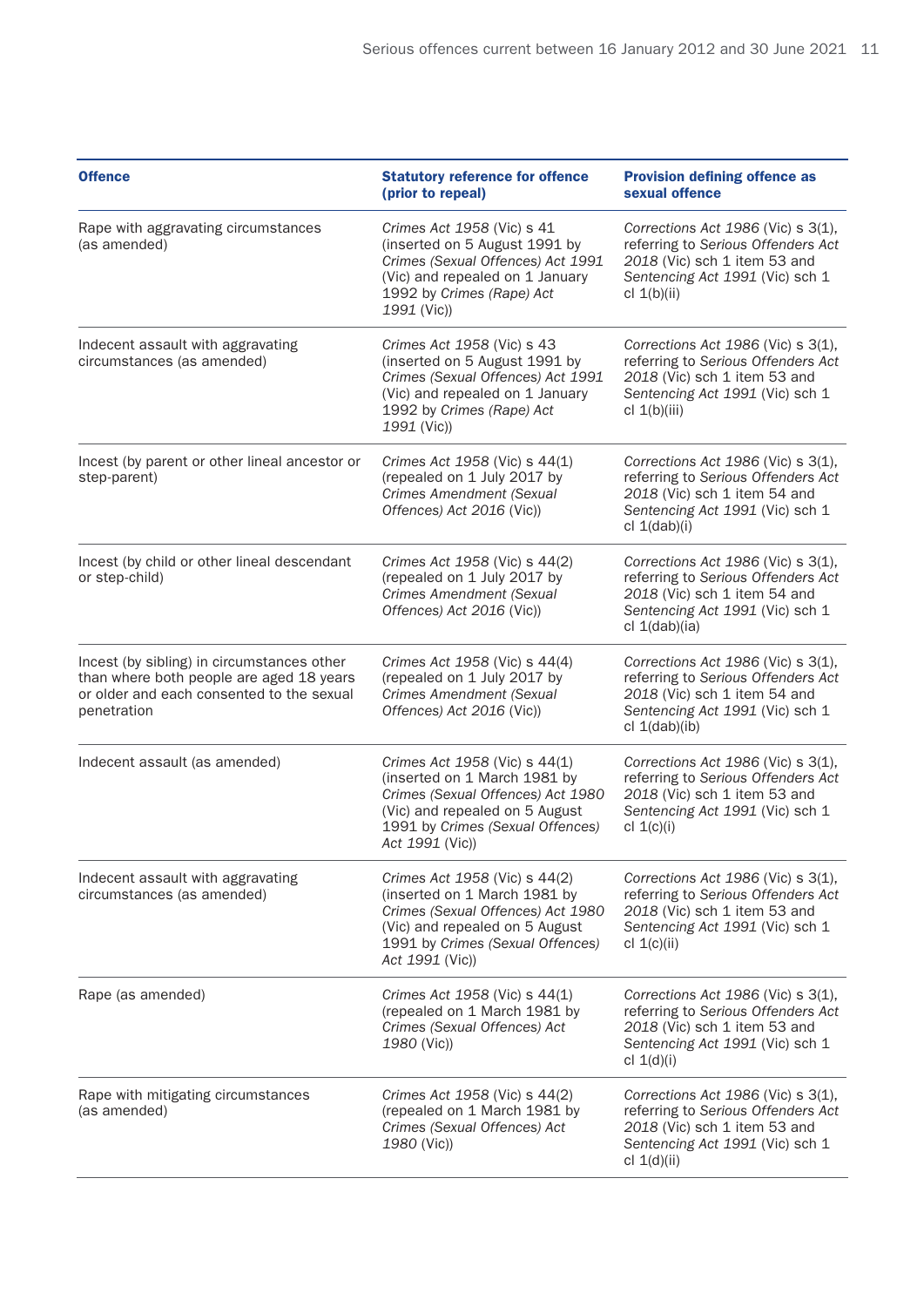| Offence | Statutory reference for offence (prior to repeal) | Provision defining offence as sexual offence |
|---|---|---|
| Rape with aggravating circumstances (as amended) | *Crimes Act 1958* (Vic) s 41 (inserted on 5 August 1991 by *Crimes (Sexual Offences) Act 1991* (Vic) and repealed on 1 January 1992 by *Crimes (Rape) Act 1991* (Vic)) | *Corrections Act 1986* (Vic) s 3(1), referring to *Serious Offenders Act 2018* (Vic) sch 1 item 53 and *Sentencing Act 1991* (Vic) sch 1 cl 1(b)(ii) |
| Indecent assault with aggravating circumstances (as amended) | *Crimes Act 1958* (Vic) s 43 (inserted on 5 August 1991 by *Crimes (Sexual Offences) Act 1991* (Vic) and repealed on 1 January 1992 by *Crimes (Rape) Act 1991* (Vic)) | *Corrections Act 1986* (Vic) s 3(1), referring to *Serious Offenders Act 2018* (Vic) sch 1 item 53 and *Sentencing Act 1991* (Vic) sch 1 cl 1(b)(iii) |
| Incest (by parent or other lineal ancestor or step-parent) | *Crimes Act 1958* (Vic) s 44(1) (repealed on 1 July 2017 by *Crimes Amendment (Sexual Offences) Act 2016* (Vic)) | *Corrections Act 1986* (Vic) s 3(1), referring to *Serious Offenders Act 2018* (Vic) sch 1 item 54 and *Sentencing Act 1991* (Vic) sch 1 cl 1(dab)(i) |
| Incest (by child or other lineal descendant or step-child) | *Crimes Act 1958* (Vic) s 44(2) (repealed on 1 July 2017 by *Crimes Amendment (Sexual Offences) Act 2016* (Vic)) | *Corrections Act 1986* (Vic) s 3(1), referring to *Serious Offenders Act 2018* (Vic) sch 1 item 54 and *Sentencing Act 1991* (Vic) sch 1 cl 1(dab)(ia) |
| Incest (by sibling) in circumstances other than where both people are aged 18 years or older and each consented to the sexual penetration | *Crimes Act 1958* (Vic) s 44(4) (repealed on 1 July 2017 by *Crimes Amendment (Sexual Offences) Act 2016* (Vic)) | *Corrections Act 1986* (Vic) s 3(1), referring to *Serious Offenders Act 2018* (Vic) sch 1 item 54 and *Sentencing Act 1991* (Vic) sch 1 cl 1(dab)(ib) |
| Indecent assault (as amended) | *Crimes Act 1958* (Vic) s 44(1) (inserted on 1 March 1981 by *Crimes (Sexual Offences) Act 1980* (Vic) and repealed on 5 August 1991 by *Crimes (Sexual Offences) Act 1991* (Vic)) | *Corrections Act 1986* (Vic) s 3(1), referring to *Serious Offenders Act 2018* (Vic) sch 1 item 53 and *Sentencing Act 1991* (Vic) sch 1 cl 1(c)(i) |
| Indecent assault with aggravating circumstances (as amended) | *Crimes Act 1958* (Vic) s 44(2) (inserted on 1 March 1981 by *Crimes (Sexual Offences) Act 1980* (Vic) and repealed on 5 August 1991 by *Crimes (Sexual Offences) Act 1991* (Vic)) | *Corrections Act 1986* (Vic) s 3(1), referring to *Serious Offenders Act 2018* (Vic) sch 1 item 53 and *Sentencing Act 1991* (Vic) sch 1 cl 1(c)(ii) |
| Rape (as amended) | *Crimes Act 1958* (Vic) s 44(1) (repealed on 1 March 1981 by *Crimes (Sexual Offences) Act 1980* (Vic)) | *Corrections Act 1986* (Vic) s 3(1), referring to *Serious Offenders Act 2018* (Vic) sch 1 item 53 and *Sentencing Act 1991* (Vic) sch 1 cl 1(d)(i) |
| Rape with mitigating circumstances (as amended) | *Crimes Act 1958* (Vic) s 44(2) (repealed on 1 March 1981 by *Crimes (Sexual Offences) Act 1980* (Vic)) | *Corrections Act 1986* (Vic) s 3(1), referring to *Serious Offenders Act 2018* (Vic) sch 1 item 53 and *Sentencing Act 1991* (Vic) sch 1 cl 1(d)(ii) |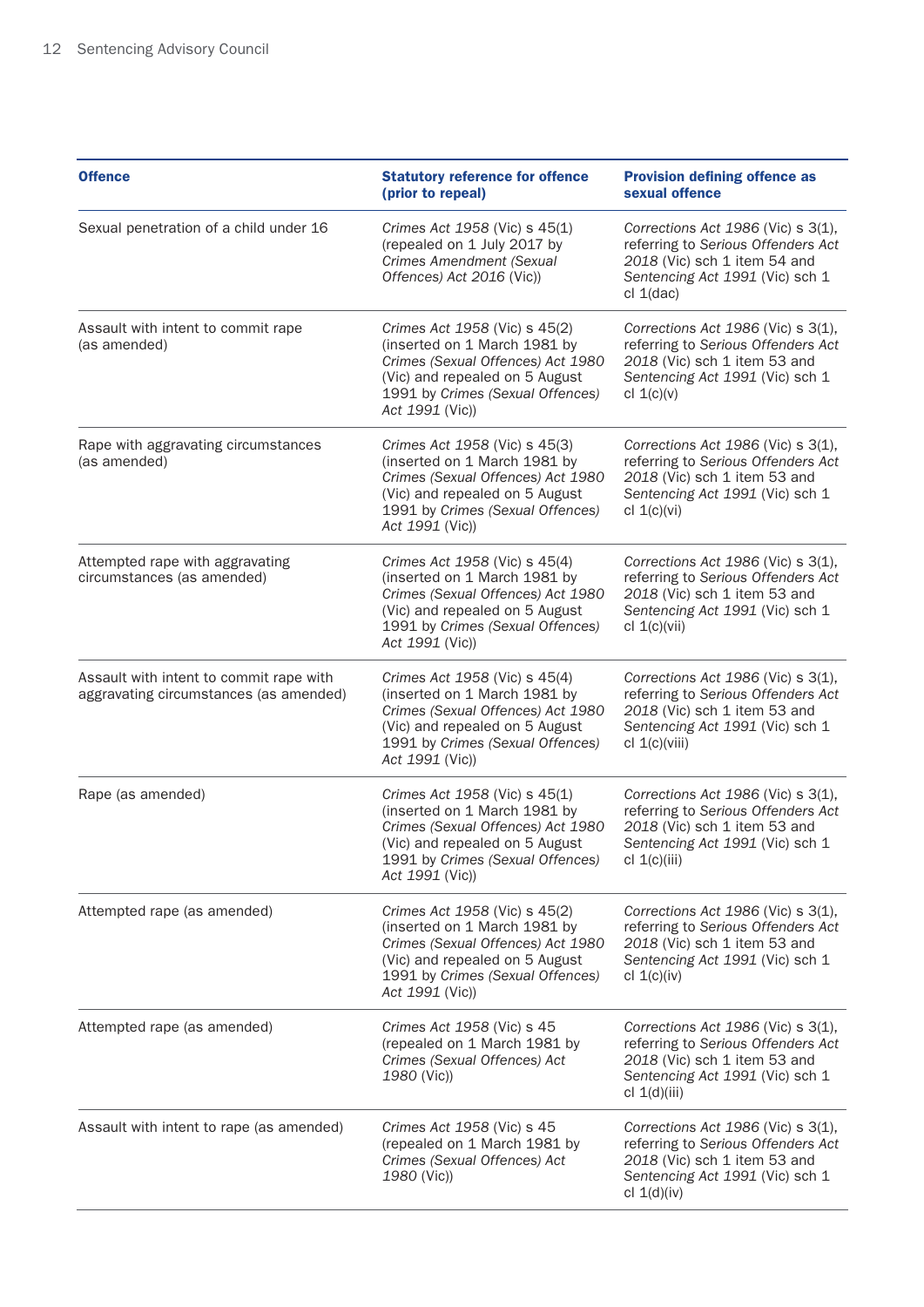| Offence | Statutory reference for offence (prior to repeal) | Provision defining offence as sexual offence |
|---|---|---|
| Sexual penetration of a child under 16 | *Crimes Act 1958* (Vic) s 45(1) (repealed on 1 July 2017 by *Crimes Amendment (Sexual Offences) Act 2016* (Vic)) | *Corrections Act 1986* (Vic) s 3(1), referring to *Serious Offenders Act 2018* (Vic) sch 1 item 54 and *Sentencing Act 1991* (Vic) sch 1 cl 1(dac) |
| Assault with intent to commit rape (as amended) | *Crimes Act 1958* (Vic) s 45(2) (inserted on 1 March 1981 by *Crimes (Sexual Offences) Act 1980* (Vic) and repealed on 5 August 1991 by *Crimes (Sexual Offences) Act 1991* (Vic)) | *Corrections Act 1986* (Vic) s 3(1), referring to *Serious Offenders Act 2018* (Vic) sch 1 item 53 and *Sentencing Act 1991* (Vic) sch 1 cl 1(c)(v) |
| Rape with aggravating circumstances (as amended) | *Crimes Act 1958* (Vic) s 45(3) (inserted on 1 March 1981 by *Crimes (Sexual Offences) Act 1980* (Vic) and repealed on 5 August 1991 by *Crimes (Sexual Offences) Act 1991* (Vic)) | *Corrections Act 1986* (Vic) s 3(1), referring to *Serious Offenders Act 2018* (Vic) sch 1 item 53 and *Sentencing Act 1991* (Vic) sch 1 cl 1(c)(vi) |
| Attempted rape with aggravating circumstances (as amended) | *Crimes Act 1958* (Vic) s 45(4) (inserted on 1 March 1981 by *Crimes (Sexual Offences) Act 1980* (Vic) and repealed on 5 August 1991 by *Crimes (Sexual Offences) Act 1991* (Vic)) | *Corrections Act 1986* (Vic) s 3(1), referring to *Serious Offenders Act 2018* (Vic) sch 1 item 53 and *Sentencing Act 1991* (Vic) sch 1 cl 1(c)(vii) |
| Assault with intent to commit rape with aggravating circumstances (as amended) | *Crimes Act 1958* (Vic) s 45(4) (inserted on 1 March 1981 by *Crimes (Sexual Offences) Act 1980* (Vic) and repealed on 5 August 1991 by *Crimes (Sexual Offences) Act 1991* (Vic)) | *Corrections Act 1986* (Vic) s 3(1), referring to *Serious Offenders Act 2018* (Vic) sch 1 item 53 and *Sentencing Act 1991* (Vic) sch 1 cl 1(c)(viii) |
| Rape (as amended) | *Crimes Act 1958* (Vic) s 45(1) (inserted on 1 March 1981 by *Crimes (Sexual Offences) Act 1980* (Vic) and repealed on 5 August 1991 by *Crimes (Sexual Offences) Act 1991* (Vic)) | *Corrections Act 1986* (Vic) s 3(1), referring to *Serious Offenders Act 2018* (Vic) sch 1 item 53 and *Sentencing Act 1991* (Vic) sch 1 cl 1(c)(iii) |
| Attempted rape (as amended) | *Crimes Act 1958* (Vic) s 45(2) (inserted on 1 March 1981 by *Crimes (Sexual Offences) Act 1980* (Vic) and repealed on 5 August 1991 by *Crimes (Sexual Offences) Act 1991* (Vic)) | *Corrections Act 1986* (Vic) s 3(1), referring to *Serious Offenders Act 2018* (Vic) sch 1 item 53 and *Sentencing Act 1991* (Vic) sch 1 cl 1(c)(iv) |
| Attempted rape (as amended) | *Crimes Act 1958* (Vic) s 45 (repealed on 1 March 1981 by *Crimes (Sexual Offences) Act 1980* (Vic)) | *Corrections Act 1986* (Vic) s 3(1), referring to *Serious Offenders Act 2018* (Vic) sch 1 item 53 and *Sentencing Act 1991* (Vic) sch 1 cl 1(d)(iii) |
| Assault with intent to rape (as amended) | *Crimes Act 1958* (Vic) s 45 (repealed on 1 March 1981 by *Crimes (Sexual Offences) Act 1980* (Vic)) | *Corrections Act 1986* (Vic) s 3(1), referring to *Serious Offenders Act 2018* (Vic) sch 1 item 53 and *Sentencing Act 1991* (Vic) sch 1 cl 1(d)(iv) |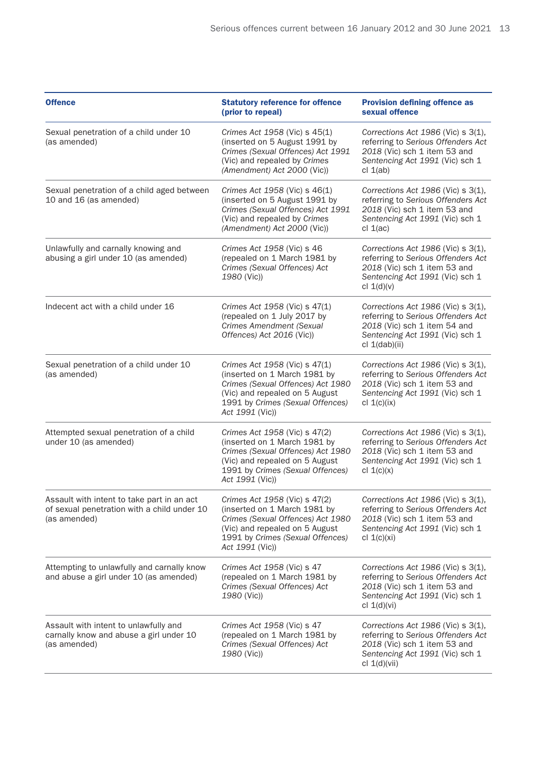| Offence | Statutory reference for offence (prior to repeal) | Provision defining offence as sexual offence |
|---|---|---|
| Sexual penetration of a child under 10 (as amended) | *Crimes Act 1958* (Vic) s 45(1) (inserted on 5 August 1991 by *Crimes (Sexual Offences) Act 1991* (Vic) and repealed by *Crimes (Amendment) Act 2000* (Vic)) | *Corrections Act 1986* (Vic) s 3(1), referring to *Serious Offenders Act 2018* (Vic) sch 1 item 53 and *Sentencing Act 1991* (Vic) sch 1 cl 1(ab) |
| Sexual penetration of a child aged between 10 and 16 (as amended) | *Crimes Act 1958* (Vic) s 46(1) (inserted on 5 August 1991 by *Crimes (Sexual Offences) Act 1991* (Vic) and repealed by *Crimes (Amendment) Act 2000* (Vic)) | *Corrections Act 1986* (Vic) s 3(1), referring to *Serious Offenders Act 2018* (Vic) sch 1 item 53 and *Sentencing Act 1991* (Vic) sch 1 cl 1(ac) |
| Unlawfully and carnally knowing and abusing a girl under 10 (as amended) | *Crimes Act 1958* (Vic) s 46 (repealed on 1 March 1981 by *Crimes (Sexual Offences) Act 1980* (Vic)) | *Corrections Act 1986* (Vic) s 3(1), referring to *Serious Offenders Act 2018* (Vic) sch 1 item 53 and *Sentencing Act 1991* (Vic) sch 1 cl 1(d)(v) |
| Indecent act with a child under 16 | *Crimes Act 1958* (Vic) s 47(1) (repealed on 1 July 2017 by *Crimes Amendment (Sexual Offences) Act 2016* (Vic)) | *Corrections Act 1986* (Vic) s 3(1), referring to *Serious Offenders Act 2018* (Vic) sch 1 item 54 and *Sentencing Act 1991* (Vic) sch 1 cl 1(dab)(ii) |
| Sexual penetration of a child under 10 (as amended) | *Crimes Act 1958* (Vic) s 47(1) (inserted on 1 March 1981 by *Crimes (Sexual Offences) Act 1980* (Vic) and repealed on 5 August 1991 by *Crimes (Sexual Offences) Act 1991* (Vic)) | *Corrections Act 1986* (Vic) s 3(1), referring to *Serious Offenders Act 2018* (Vic) sch 1 item 53 and *Sentencing Act 1991* (Vic) sch 1 cl 1(c)(ix) |
| Attempted sexual penetration of a child under 10 (as amended) | *Crimes Act 1958* (Vic) s 47(2) (inserted on 1 March 1981 by *Crimes (Sexual Offences) Act 1980* (Vic) and repealed on 5 August 1991 by *Crimes (Sexual Offences) Act 1991* (Vic)) | *Corrections Act 1986* (Vic) s 3(1), referring to *Serious Offenders Act 2018* (Vic) sch 1 item 53 and *Sentencing Act 1991* (Vic) sch 1 cl 1(c)(x) |
| Assault with intent to take part in an act of sexual penetration with a child under 10 (as amended) | *Crimes Act 1958* (Vic) s 47(2) (inserted on 1 March 1981 by *Crimes (Sexual Offences) Act 1980* (Vic) and repealed on 5 August 1991 by *Crimes (Sexual Offences) Act 1991* (Vic)) | *Corrections Act 1986* (Vic) s 3(1), referring to *Serious Offenders Act 2018* (Vic) sch 1 item 53 and *Sentencing Act 1991* (Vic) sch 1 cl 1(c)(xi) |
| Attempting to unlawfully and carnally know and abuse a girl under 10 (as amended) | *Crimes Act 1958* (Vic) s 47 (repealed on 1 March 1981 by *Crimes (Sexual Offences) Act 1980* (Vic)) | *Corrections Act 1986* (Vic) s 3(1), referring to *Serious Offenders Act 2018* (Vic) sch 1 item 53 and *Sentencing Act 1991* (Vic) sch 1 cl 1(d)(vi) |
| Assault with intent to unlawfully and carnally know and abuse a girl under 10 (as amended) | *Crimes Act 1958* (Vic) s 47 (repealed on 1 March 1981 by *Crimes (Sexual Offences) Act 1980* (Vic)) | *Corrections Act 1986* (Vic) s 3(1), referring to *Serious Offenders Act 2018* (Vic) sch 1 item 53 and *Sentencing Act 1991* (Vic) sch 1 cl 1(d)(vii) |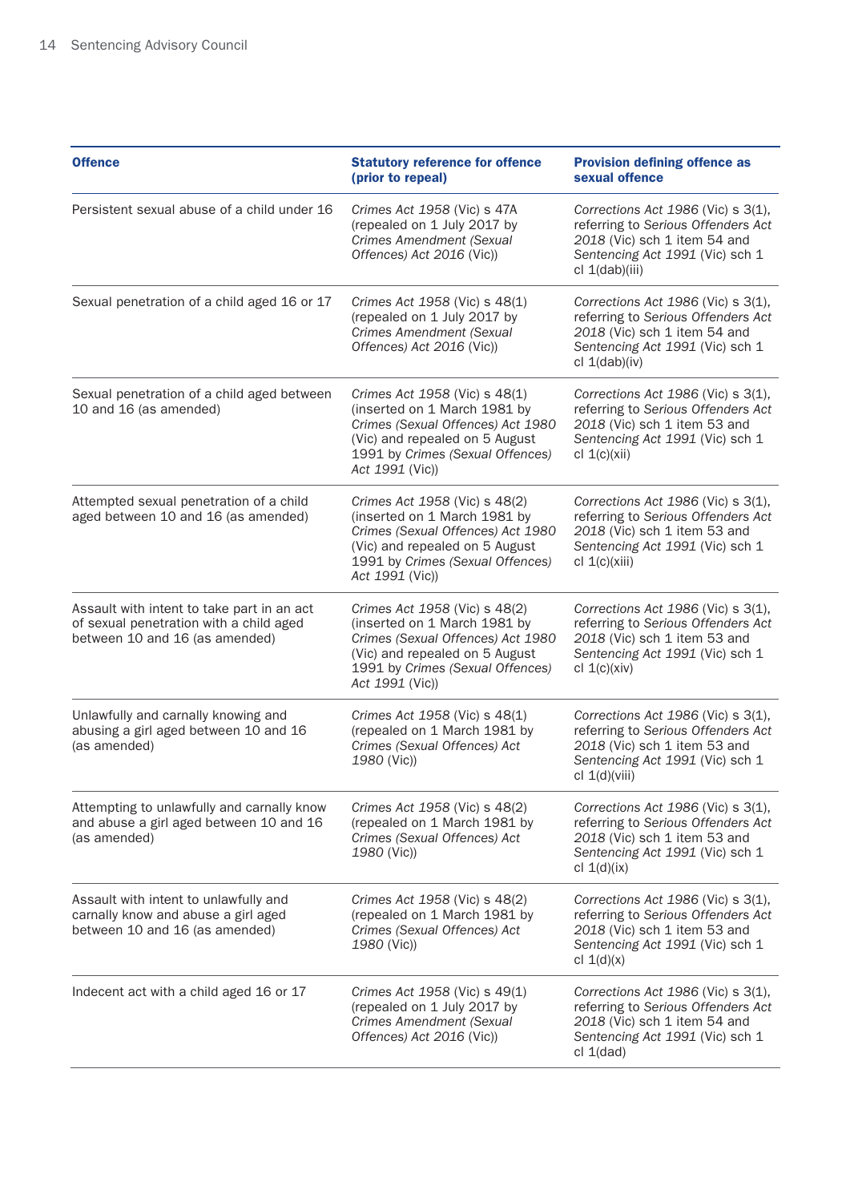| Offence | Statutory reference for offence (prior to repeal) | Provision defining offence as sexual offence |
| --- | --- | --- |
| Persistent sexual abuse of a child under 16 | *Crimes Act 1958* (Vic) s 47A (repealed on 1 July 2017 by *Crimes Amendment (Sexual Offences) Act 2016* (Vic)) | *Corrections Act 1986* (Vic) s 3(1), referring to *Serious Offenders Act 2018* (Vic) sch 1 item 54 and *Sentencing Act 1991* (Vic) sch 1 cl 1(dab)(iii) |
| Sexual penetration of a child aged 16 or 17 | *Crimes Act 1958* (Vic) s 48(1) (repealed on 1 July 2017 by *Crimes Amendment (Sexual Offences) Act 2016* (Vic)) | *Corrections Act 1986* (Vic) s 3(1), referring to *Serious Offenders Act 2018* (Vic) sch 1 item 54 and *Sentencing Act 1991* (Vic) sch 1 cl 1(dab)(iv) |
| Sexual penetration of a child aged between 10 and 16 (as amended) | *Crimes Act 1958* (Vic) s 48(1) (inserted on 1 March 1981 by *Crimes (Sexual Offences) Act 1980* (Vic) and repealed on 5 August 1991 by *Crimes (Sexual Offences) Act 1991* (Vic)) | *Corrections Act 1986* (Vic) s 3(1), referring to *Serious Offenders Act 2018* (Vic) sch 1 item 53 and *Sentencing Act 1991* (Vic) sch 1 cl 1(c)(xii) |
| Attempted sexual penetration of a child aged between 10 and 16 (as amended) | *Crimes Act 1958* (Vic) s 48(2) (inserted on 1 March 1981 by *Crimes (Sexual Offences) Act 1980* (Vic) and repealed on 5 August 1991 by *Crimes (Sexual Offences) Act 1991* (Vic)) | *Corrections Act 1986* (Vic) s 3(1), referring to *Serious Offenders Act 2018* (Vic) sch 1 item 53 and *Sentencing Act 1991* (Vic) sch 1 cl 1(c)(xiii) |
| Assault with intent to take part in an act of sexual penetration with a child aged between 10 and 16 (as amended) | *Crimes Act 1958* (Vic) s 48(2) (inserted on 1 March 1981 by *Crimes (Sexual Offences) Act 1980* (Vic) and repealed on 5 August 1991 by *Crimes (Sexual Offences) Act 1991* (Vic)) | *Corrections Act 1986* (Vic) s 3(1), referring to *Serious Offenders Act 2018* (Vic) sch 1 item 53 and *Sentencing Act 1991* (Vic) sch 1 cl 1(c)(xiv) |
| Unlawfully and carnally knowing and abusing a girl aged between 10 and 16 (as amended) | *Crimes Act 1958* (Vic) s 48(1) (repealed on 1 March 1981 by *Crimes (Sexual Offences) Act 1980* (Vic)) | *Corrections Act 1986* (Vic) s 3(1), referring to *Serious Offenders Act 2018* (Vic) sch 1 item 53 and *Sentencing Act 1991* (Vic) sch 1 cl 1(d)(viii) |
| Attempting to unlawfully and carnally know and abuse a girl aged between 10 and 16 (as amended) | *Crimes Act 1958* (Vic) s 48(2) (repealed on 1 March 1981 by *Crimes (Sexual Offences) Act 1980* (Vic)) | *Corrections Act 1986* (Vic) s 3(1), referring to *Serious Offenders Act 2018* (Vic) sch 1 item 53 and *Sentencing Act 1991* (Vic) sch 1 cl 1(d)(ix) |
| Assault with intent to unlawfully and carnally know and abuse a girl aged between 10 and 16 (as amended) | *Crimes Act 1958* (Vic) s 48(2) (repealed on 1 March 1981 by *Crimes (Sexual Offences) Act 1980* (Vic)) | *Corrections Act 1986* (Vic) s 3(1), referring to *Serious Offenders Act 2018* (Vic) sch 1 item 53 and *Sentencing Act 1991* (Vic) sch 1 cl 1(d)(x) |
| Indecent act with a child aged 16 or 17 | *Crimes Act 1958* (Vic) s 49(1) (repealed on 1 July 2017 by *Crimes Amendment (Sexual Offences) Act 2016* (Vic)) | *Corrections Act 1986* (Vic) s 3(1), referring to *Serious Offenders Act 2018* (Vic) sch 1 item 54 and *Sentencing Act 1991* (Vic) sch 1 cl 1(dad) |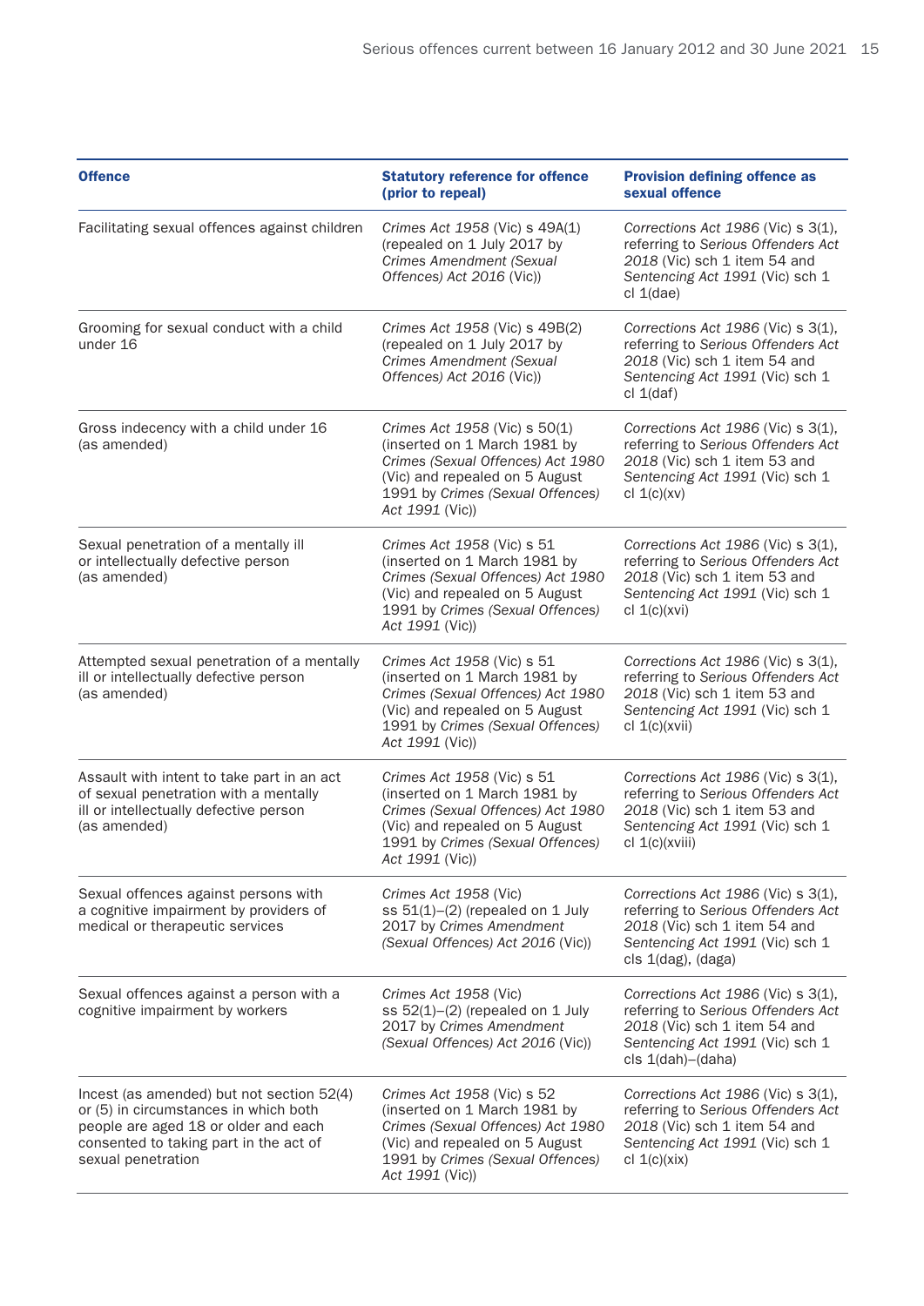| Offence | Statutory reference for offence (prior to repeal) | Provision defining offence as sexual offence |
|---|---|---|
| Facilitating sexual offences against children | *Crimes Act 1958* (Vic) s 49A(1) (repealed on 1 July 2017 by *Crimes Amendment (Sexual Offences) Act 2016* (Vic)) | *Corrections Act 1986* (Vic) s 3(1), referring to *Serious Offenders Act 2018* (Vic) sch 1 item 54 and *Sentencing Act 1991* (Vic) sch 1 cl 1(dae) |
| Grooming for sexual conduct with a child under 16 | *Crimes Act 1958* (Vic) s 49B(2) (repealed on 1 July 2017 by *Crimes Amendment (Sexual Offences) Act 2016* (Vic)) | *Corrections Act 1986* (Vic) s 3(1), referring to *Serious Offenders Act 2018* (Vic) sch 1 item 54 and *Sentencing Act 1991* (Vic) sch 1 cl 1(daf) |
| Gross indecency with a child under 16 (as amended) | *Crimes Act 1958* (Vic) s 50(1) (inserted on 1 March 1981 by *Crimes (Sexual Offences) Act 1980* (Vic) and repealed on 5 August 1991 by *Crimes (Sexual Offences) Act 1991* (Vic)) | *Corrections Act 1986* (Vic) s 3(1), referring to *Serious Offenders Act 2018* (Vic) sch 1 item 53 and *Sentencing Act 1991* (Vic) sch 1 cl 1(c)(xv) |
| Sexual penetration of a mentally ill or intellectually defective person (as amended) | *Crimes Act 1958* (Vic) s 51 (inserted on 1 March 1981 by *Crimes (Sexual Offences) Act 1980* (Vic) and repealed on 5 August 1991 by *Crimes (Sexual Offences) Act 1991* (Vic)) | *Corrections Act 1986* (Vic) s 3(1), referring to *Serious Offenders Act 2018* (Vic) sch 1 item 53 and *Sentencing Act 1991* (Vic) sch 1 cl 1(c)(xvi) |
| Attempted sexual penetration of a mentally ill or intellectually defective person (as amended) | *Crimes Act 1958* (Vic) s 51 (inserted on 1 March 1981 by *Crimes (Sexual Offences) Act 1980* (Vic) and repealed on 5 August 1991 by *Crimes (Sexual Offences) Act 1991* (Vic)) | *Corrections Act 1986* (Vic) s 3(1), referring to *Serious Offenders Act 2018* (Vic) sch 1 item 53 and *Sentencing Act 1991* (Vic) sch 1 cl 1(c)(xvii) |
| Assault with intent to take part in an act of sexual penetration with a mentally ill or intellectually defective person (as amended) | *Crimes Act 1958* (Vic) s 51 (inserted on 1 March 1981 by *Crimes (Sexual Offences) Act 1980* (Vic) and repealed on 5 August 1991 by *Crimes (Sexual Offences) Act 1991* (Vic)) | *Corrections Act 1986* (Vic) s 3(1), referring to *Serious Offenders Act 2018* (Vic) sch 1 item 53 and *Sentencing Act 1991* (Vic) sch 1 cl 1(c)(xviii) |
| Sexual offences against persons with a cognitive impairment by providers of medical or therapeutic services | *Crimes Act 1958* (Vic) ss 51(1)–(2) (repealed on 1 July 2017 by *Crimes Amendment (Sexual Offences) Act 2016* (Vic)) | *Corrections Act 1986* (Vic) s 3(1), referring to *Serious Offenders Act 2018* (Vic) sch 1 item 54 and *Sentencing Act 1991* (Vic) sch 1 cls 1(dag), (daga) |
| Sexual offences against a person with a cognitive impairment by workers | *Crimes Act 1958* (Vic) ss 52(1)–(2) (repealed on 1 July 2017 by *Crimes Amendment (Sexual Offences) Act 2016* (Vic)) | *Corrections Act 1986* (Vic) s 3(1), referring to *Serious Offenders Act 2018* (Vic) sch 1 item 54 and *Sentencing Act 1991* (Vic) sch 1 cls 1(dah)–(daha) |
| Incest (as amended) but not section 52(4) or (5) in circumstances in which both people are aged 18 or older and each consented to taking part in the act of sexual penetration | *Crimes Act 1958* (Vic) s 52 (inserted on 1 March 1981 by *Crimes (Sexual Offences) Act 1980* (Vic) and repealed on 5 August 1991 by *Crimes (Sexual Offences) Act 1991* (Vic)) | *Corrections Act 1986* (Vic) s 3(1), referring to *Serious Offenders Act 2018* (Vic) sch 1 item 54 and *Sentencing Act 1991* (Vic) sch 1 cl 1(c)(xix) |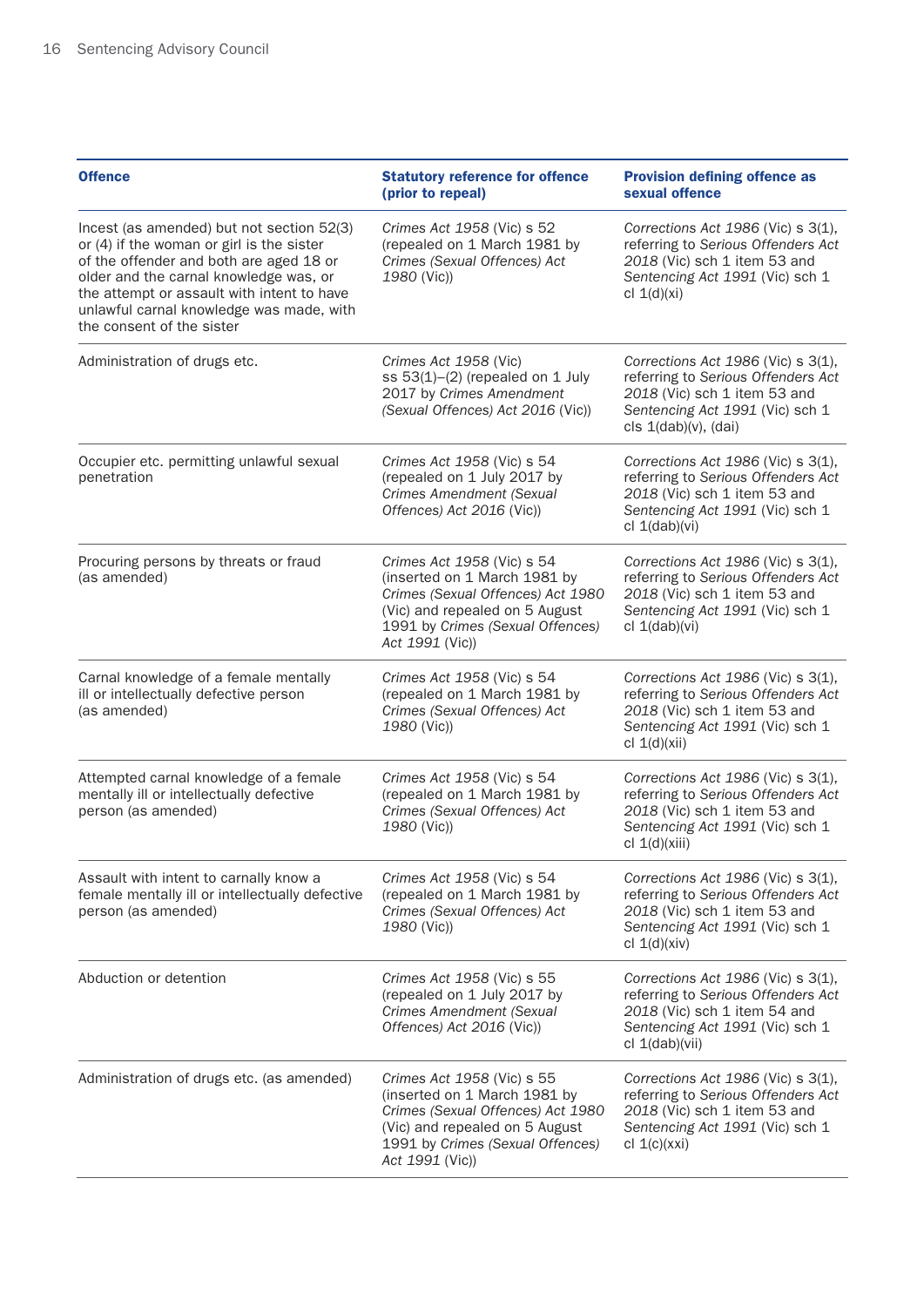| Offence | Statutory reference for offence (prior to repeal) | Provision defining offence as sexual offence |
|---|---|---|
| Incest (as amended) but not section 52(3) or (4) if the woman or girl is the sister of the offender and both are aged 18 or older and the carnal knowledge was, or the attempt or assault with intent to have unlawful carnal knowledge was made, with the consent of the sister | *Crimes Act 1958* (Vic) s 52 (repealed on 1 March 1981 by *Crimes (Sexual Offences) Act 1980* (Vic)) | *Corrections Act 1986* (Vic) s 3(1), referring to *Serious Offenders Act 2018* (Vic) sch 1 item 53 and *Sentencing Act 1991* (Vic) sch 1 cl 1(d)(xi) |
| Administration of drugs etc. | *Crimes Act 1958* (Vic) ss 53(1)–(2) (repealed on 1 July 2017 by *Crimes Amendment (Sexual Offences) Act 2016* (Vic)) | *Corrections Act 1986* (Vic) s 3(1), referring to *Serious Offenders Act 2018* (Vic) sch 1 item 53 and *Sentencing Act 1991* (Vic) sch 1 cls 1(dab)(v), (dai) |
| Occupier etc. permitting unlawful sexual penetration | *Crimes Act 1958* (Vic) s 54 (repealed on 1 July 2017 by *Crimes Amendment (Sexual Offences) Act 2016* (Vic)) | *Corrections Act 1986* (Vic) s 3(1), referring to *Serious Offenders Act 2018* (Vic) sch 1 item 53 and *Sentencing Act 1991* (Vic) sch 1 cl 1(dab)(vi) |
| Procuring persons by threats or fraud (as amended) | *Crimes Act 1958* (Vic) s 54 (inserted on 1 March 1981 by *Crimes (Sexual Offences) Act 1980* (Vic) and repealed on 5 August 1991 by *Crimes (Sexual Offences) Act 1991* (Vic)) | *Corrections Act 1986* (Vic) s 3(1), referring to *Serious Offenders Act 2018* (Vic) sch 1 item 53 and *Sentencing Act 1991* (Vic) sch 1 cl 1(dab)(vi) |
| Carnal knowledge of a female mentally ill or intellectually defective person (as amended) | *Crimes Act 1958* (Vic) s 54 (repealed on 1 March 1981 by *Crimes (Sexual Offences) Act 1980* (Vic)) | *Corrections Act 1986* (Vic) s 3(1), referring to *Serious Offenders Act 2018* (Vic) sch 1 item 53 and *Sentencing Act 1991* (Vic) sch 1 cl 1(d)(xii) |
| Attempted carnal knowledge of a female mentally ill or intellectually defective person (as amended) | *Crimes Act 1958* (Vic) s 54 (repealed on 1 March 1981 by *Crimes (Sexual Offences) Act 1980* (Vic)) | *Corrections Act 1986* (Vic) s 3(1), referring to *Serious Offenders Act 2018* (Vic) sch 1 item 53 and *Sentencing Act 1991* (Vic) sch 1 cl 1(d)(xiii) |
| Assault with intent to carnally know a female mentally ill or intellectually defective person (as amended) | *Crimes Act 1958* (Vic) s 54 (repealed on 1 March 1981 by *Crimes (Sexual Offences) Act 1980* (Vic)) | *Corrections Act 1986* (Vic) s 3(1), referring to *Serious Offenders Act 2018* (Vic) sch 1 item 53 and *Sentencing Act 1991* (Vic) sch 1 cl 1(d)(xiv) |
| Abduction or detention | *Crimes Act 1958* (Vic) s 55 (repealed on 1 July 2017 by *Crimes Amendment (Sexual Offences) Act 2016* (Vic)) | *Corrections Act 1986* (Vic) s 3(1), referring to *Serious Offenders Act 2018* (Vic) sch 1 item 54 and *Sentencing Act 1991* (Vic) sch 1 cl 1(dab)(vii) |
| Administration of drugs etc. (as amended) | *Crimes Act 1958* (Vic) s 55 (inserted on 1 March 1981 by *Crimes (Sexual Offences) Act 1980* (Vic) and repealed on 5 August 1991 by *Crimes (Sexual Offences) Act 1991* (Vic)) | *Corrections Act 1986* (Vic) s 3(1), referring to *Serious Offenders Act 2018* (Vic) sch 1 item 53 and *Sentencing Act 1991* (Vic) sch 1 cl 1(c)(xxi) |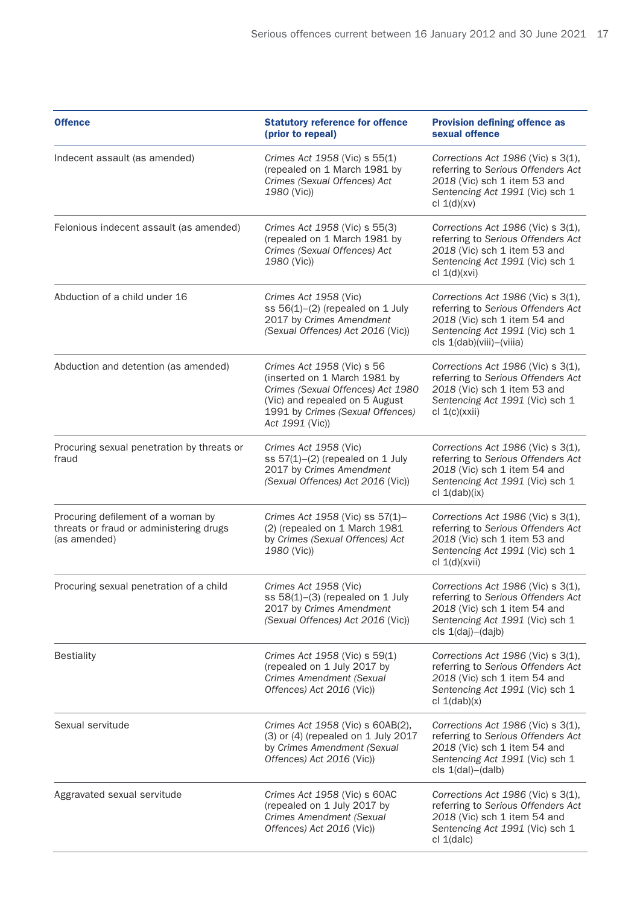| Offence | Statutory reference for offence (prior to repeal) | Provision defining offence as sexual offence |
|---|---|---|
| Indecent assault (as amended) | *Crimes Act 1958* (Vic) s 55(1) (repealed on 1 March 1981 by *Crimes (Sexual Offences) Act 1980* (Vic)) | *Corrections Act 1986* (Vic) s 3(1), referring to *Serious Offenders Act 2018* (Vic) sch 1 item 53 and *Sentencing Act 1991* (Vic) sch 1 cl 1(d)(xv) |
| Felonious indecent assault (as amended) | *Crimes Act 1958* (Vic) s 55(3) (repealed on 1 March 1981 by *Crimes (Sexual Offences) Act 1980* (Vic)) | *Corrections Act 1986* (Vic) s 3(1), referring to *Serious Offenders Act 2018* (Vic) sch 1 item 53 and *Sentencing Act 1991* (Vic) sch 1 cl 1(d)(xvi) |
| Abduction of a child under 16 | *Crimes Act 1958* (Vic) ss 56(1)–(2) (repealed on 1 July 2017 by *Crimes Amendment (Sexual Offences) Act 2016* (Vic)) | *Corrections Act 1986* (Vic) s 3(1), referring to *Serious Offenders Act 2018* (Vic) sch 1 item 54 and *Sentencing Act 1991* (Vic) sch 1 cls 1(dab)(viii)–(viiia) |
| Abduction and detention (as amended) | *Crimes Act 1958* (Vic) s 56 (inserted on 1 March 1981 by *Crimes (Sexual Offences) Act 1980* (Vic) and repealed on 5 August 1991 by *Crimes (Sexual Offences) Act 1991* (Vic)) | *Corrections Act 1986* (Vic) s 3(1), referring to *Serious Offenders Act 2018* (Vic) sch 1 item 53 and *Sentencing Act 1991* (Vic) sch 1 cl 1(c)(xxii) |
| Procuring sexual penetration by threats or fraud | *Crimes Act 1958* (Vic) ss 57(1)–(2) (repealed on 1 July 2017 by *Crimes Amendment (Sexual Offences) Act 2016* (Vic)) | *Corrections Act 1986* (Vic) s 3(1), referring to *Serious Offenders Act 2018* (Vic) sch 1 item 54 and *Sentencing Act 1991* (Vic) sch 1 cl 1(dab)(ix) |
| Procuring defilement of a woman by threats or fraud or administering drugs (as amended) | *Crimes Act 1958* (Vic) ss 57(1)–(2) (repealed on 1 March 1981 by *Crimes (Sexual Offences) Act 1980* (Vic)) | *Corrections Act 1986* (Vic) s 3(1), referring to *Serious Offenders Act 2018* (Vic) sch 1 item 53 and *Sentencing Act 1991* (Vic) sch 1 cl 1(d)(xvii) |
| Procuring sexual penetration of a child | *Crimes Act 1958* (Vic) ss 58(1)–(3) (repealed on 1 July 2017 by *Crimes Amendment (Sexual Offences) Act 2016* (Vic)) | *Corrections Act 1986* (Vic) s 3(1), referring to *Serious Offenders Act 2018* (Vic) sch 1 item 54 and *Sentencing Act 1991* (Vic) sch 1 cls 1(daj)–(dajb) |
| Bestiality | *Crimes Act 1958* (Vic) s 59(1) (repealed on 1 July 2017 by *Crimes Amendment (Sexual Offences) Act 2016* (Vic)) | *Corrections Act 1986* (Vic) s 3(1), referring to *Serious Offenders Act 2018* (Vic) sch 1 item 54 and *Sentencing Act 1991* (Vic) sch 1 cl 1(dab)(x) |
| Sexual servitude | *Crimes Act 1958* (Vic) s 60AB(2), (3) or (4) (repealed on 1 July 2017 by *Crimes Amendment (Sexual Offences) Act 2016* (Vic)) | *Corrections Act 1986* (Vic) s 3(1), referring to *Serious Offenders Act 2018* (Vic) sch 1 item 54 and *Sentencing Act 1991* (Vic) sch 1 cls 1(dal)–(dalb) |
| Aggravated sexual servitude | *Crimes Act 1958* (Vic) s 60AC (repealed on 1 July 2017 by *Crimes Amendment (Sexual Offences) Act 2016* (Vic)) | *Corrections Act 1986* (Vic) s 3(1), referring to *Serious Offenders Act 2018* (Vic) sch 1 item 54 and *Sentencing Act 1991* (Vic) sch 1 cl 1(dalc) |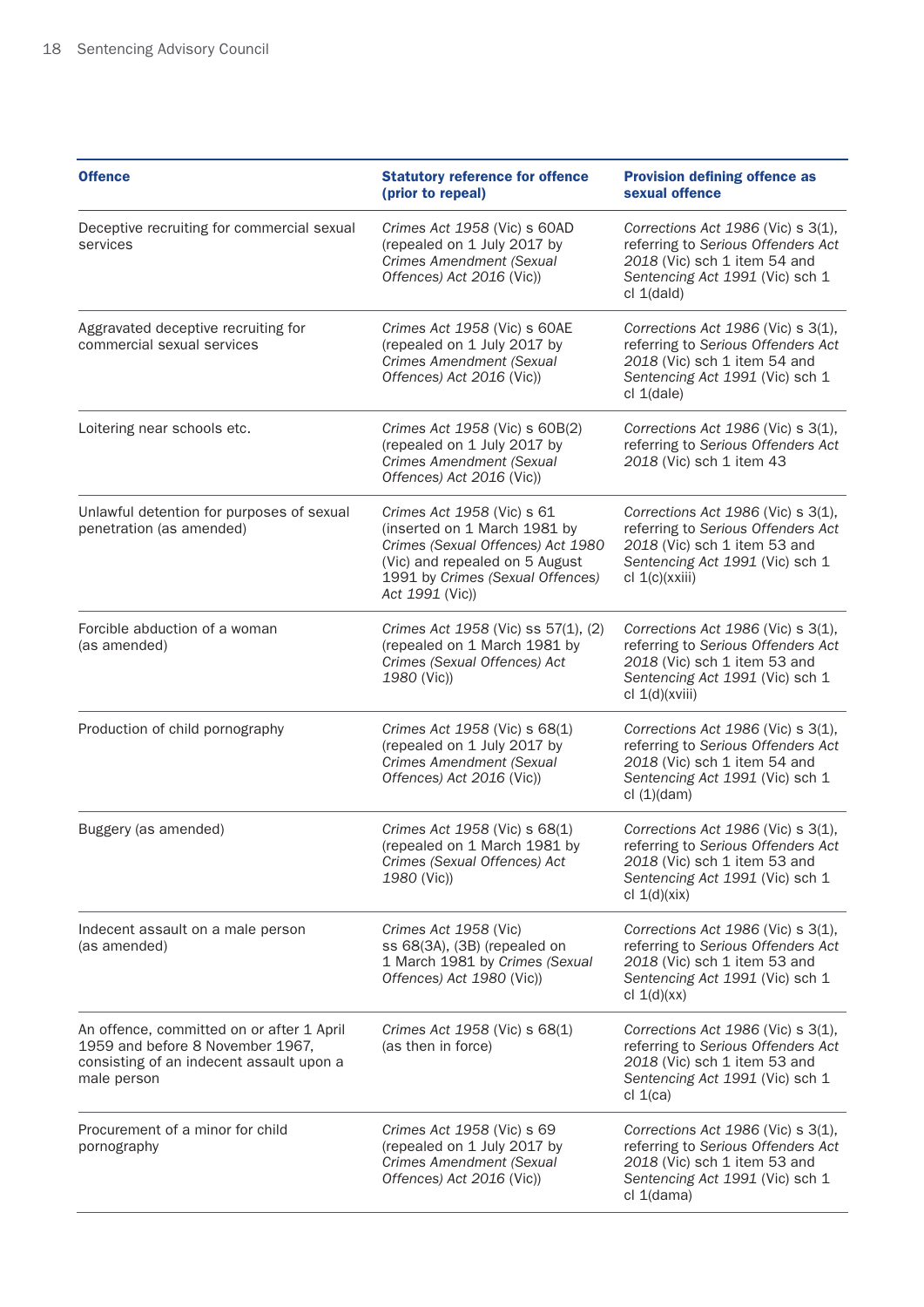| Offence | Statutory reference for offence (prior to repeal) | Provision defining offence as sexual offence |
|---|---|---|
| Deceptive recruiting for commercial sexual services | *Crimes Act 1958* (Vic) s 60AD (repealed on 1 July 2017 by *Crimes Amendment (Sexual Offences) Act 2016* (Vic)) | *Corrections Act 1986* (Vic) s 3(1), referring to *Serious Offenders Act 2018* (Vic) sch 1 item 54 and *Sentencing Act 1991* (Vic) sch 1 cl 1(dald) |
| Aggravated deceptive recruiting for commercial sexual services | *Crimes Act 1958* (Vic) s 60AE (repealed on 1 July 2017 by *Crimes Amendment (Sexual Offences) Act 2016* (Vic)) | *Corrections Act 1986* (Vic) s 3(1), referring to *Serious Offenders Act 2018* (Vic) sch 1 item 54 and *Sentencing Act 1991* (Vic) sch 1 cl 1(dale) |
| Loitering near schools etc. | *Crimes Act 1958* (Vic) s 60B(2) (repealed on 1 July 2017 by *Crimes Amendment (Sexual Offences) Act 2016* (Vic)) | *Corrections Act 1986* (Vic) s 3(1), referring to *Serious Offenders Act 2018* (Vic) sch 1 item 43 |
| Unlawful detention for purposes of sexual penetration (as amended) | *Crimes Act 1958* (Vic) s 61 (inserted on 1 March 1981 by *Crimes (Sexual Offences) Act 1980* (Vic) and repealed on 5 August 1991 by *Crimes (Sexual Offences) Act 1991* (Vic)) | *Corrections Act 1986* (Vic) s 3(1), referring to *Serious Offenders Act 2018* (Vic) sch 1 item 53 and *Sentencing Act 1991* (Vic) sch 1 cl 1(c)(xxiii) |
| Forcible abduction of a woman (as amended) | *Crimes Act 1958* (Vic) ss 57(1), (2) (repealed on 1 March 1981 by *Crimes (Sexual Offences) Act 1980* (Vic)) | *Corrections Act 1986* (Vic) s 3(1), referring to *Serious Offenders Act 2018* (Vic) sch 1 item 53 and *Sentencing Act 1991* (Vic) sch 1 cl 1(d)(xviii) |
| Production of child pornography | *Crimes Act 1958* (Vic) s 68(1) (repealed on 1 July 2017 by *Crimes Amendment (Sexual Offences) Act 2016* (Vic)) | *Corrections Act 1986* (Vic) s 3(1), referring to *Serious Offenders Act 2018* (Vic) sch 1 item 54 and *Sentencing Act 1991* (Vic) sch 1 cl (1)(dam) |
| Buggery (as amended) | *Crimes Act 1958* (Vic) s 68(1) (repealed on 1 March 1981 by *Crimes (Sexual Offences) Act 1980* (Vic)) | *Corrections Act 1986* (Vic) s 3(1), referring to *Serious Offenders Act 2018* (Vic) sch 1 item 53 and *Sentencing Act 1991* (Vic) sch 1 cl 1(d)(xix) |
| Indecent assault on a male person (as amended) | *Crimes Act 1958* (Vic) ss 68(3A), (3B) (repealed on 1 March 1981 by *Crimes (Sexual Offences) Act 1980* (Vic)) | *Corrections Act 1986* (Vic) s 3(1), referring to *Serious Offenders Act 2018* (Vic) sch 1 item 53 and *Sentencing Act 1991* (Vic) sch 1 cl 1(d)(xx) |
| An offence, committed on or after 1 April 1959 and before 8 November 1967, consisting of an indecent assault upon a male person | *Crimes Act 1958* (Vic) s 68(1) (as then in force) | *Corrections Act 1986* (Vic) s 3(1), referring to *Serious Offenders Act 2018* (Vic) sch 1 item 53 and *Sentencing Act 1991* (Vic) sch 1 cl 1(ca) |
| Procurement of a minor for child pornography | *Crimes Act 1958* (Vic) s 69 (repealed on 1 July 2017 by *Crimes Amendment (Sexual Offences) Act 2016* (Vic)) | *Corrections Act 1986* (Vic) s 3(1), referring to *Serious Offenders Act 2018* (Vic) sch 1 item 53 and *Sentencing Act 1991* (Vic) sch 1 cl 1(dama) |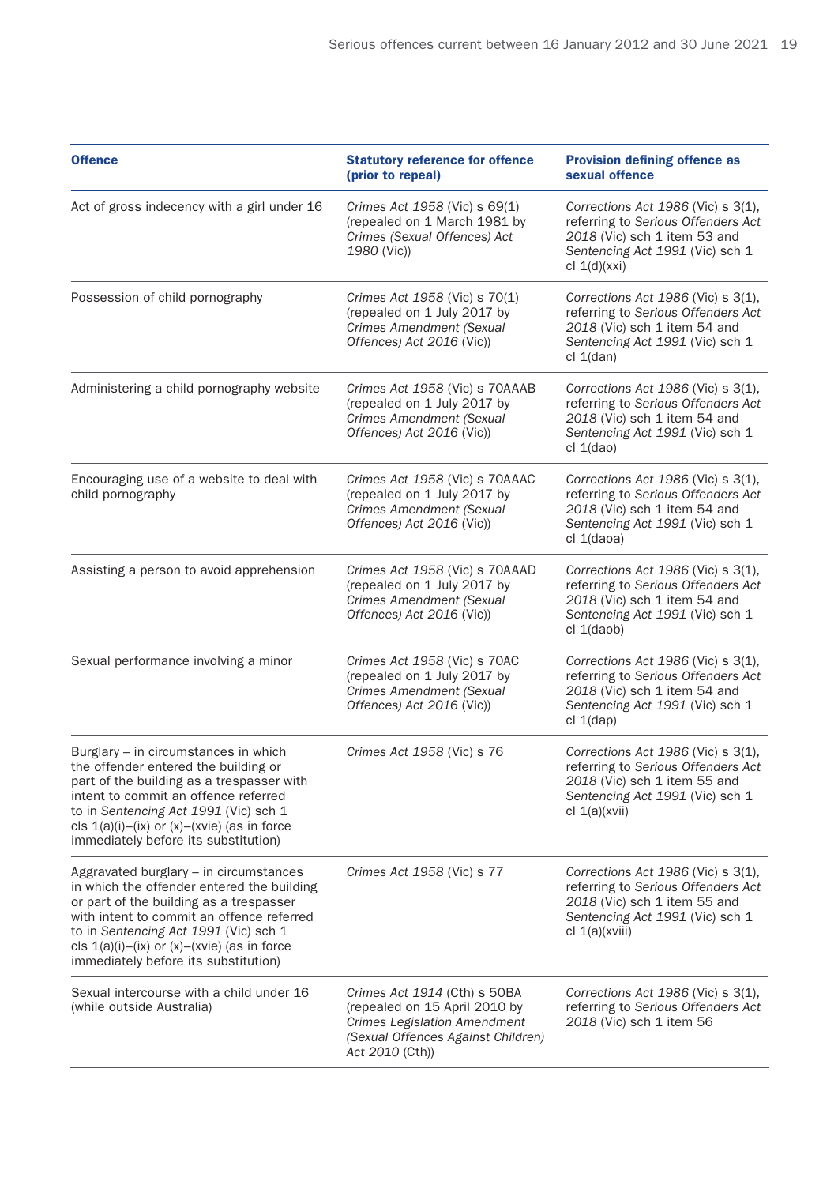| Offence | Statutory reference for offence (prior to repeal) | Provision defining offence as sexual offence |
|---|---|---|
| Act of gross indecency with a girl under 16 | *Crimes Act 1958* (Vic) s 69(1) (repealed on 1 March 1981 by *Crimes (Sexual Offences) Act 1980* (Vic)) | *Corrections Act 1986* (Vic) s 3(1), referring to *Serious Offenders Act 2018* (Vic) sch 1 item 53 and *Sentencing Act 1991* (Vic) sch 1 cl 1(d)(xxi) |
| Possession of child pornography | *Crimes Act 1958* (Vic) s 70(1) (repealed on 1 July 2017 by *Crimes Amendment (Sexual Offences) Act 2016* (Vic)) | *Corrections Act 1986* (Vic) s 3(1), referring to *Serious Offenders Act 2018* (Vic) sch 1 item 54 and *Sentencing Act 1991* (Vic) sch 1 cl 1(dan) |
| Administering a child pornography website | *Crimes Act 1958* (Vic) s 70AAAB (repealed on 1 July 2017 by *Crimes Amendment (Sexual Offences) Act 2016* (Vic)) | *Corrections Act 1986* (Vic) s 3(1), referring to *Serious Offenders Act 2018* (Vic) sch 1 item 54 and *Sentencing Act 1991* (Vic) sch 1 cl 1(dao) |
| Encouraging use of a website to deal with child pornography | *Crimes Act 1958* (Vic) s 70AAAC (repealed on 1 July 2017 by *Crimes Amendment (Sexual Offences) Act 2016* (Vic)) | *Corrections Act 1986* (Vic) s 3(1), referring to *Serious Offenders Act 2018* (Vic) sch 1 item 54 and *Sentencing Act 1991* (Vic) sch 1 cl 1(daoa) |
| Assisting a person to avoid apprehension | *Crimes Act 1958* (Vic) s 70AAAD (repealed on 1 July 2017 by *Crimes Amendment (Sexual Offences) Act 2016* (Vic)) | *Corrections Act 1986* (Vic) s 3(1), referring to *Serious Offenders Act 2018* (Vic) sch 1 item 54 and *Sentencing Act 1991* (Vic) sch 1 cl 1(daob) |
| Sexual performance involving a minor | *Crimes Act 1958* (Vic) s 70AC (repealed on 1 July 2017 by *Crimes Amendment (Sexual Offences) Act 2016* (Vic)) | *Corrections Act 1986* (Vic) s 3(1), referring to *Serious Offenders Act 2018* (Vic) sch 1 item 54 and *Sentencing Act 1991* (Vic) sch 1 cl 1(dap) |
| Burglary – in circumstances in which the offender entered the building or part of the building as a trespasser with intent to commit an offence referred to in *Sentencing Act 1991* (Vic) sch 1 cls 1(a)(i)–(ix) or (x)–(xvie) (as in force immediately before its substitution) | *Crimes Act 1958* (Vic) s 76 | *Corrections Act 1986* (Vic) s 3(1), referring to *Serious Offenders Act 2018* (Vic) sch 1 item 55 and *Sentencing Act 1991* (Vic) sch 1 cl 1(a)(xvii) |
| Aggravated burglary – in circumstances in which the offender entered the building or part of the building as a trespasser with intent to commit an offence referred to in *Sentencing Act 1991* (Vic) sch 1 cls 1(a)(i)–(ix) or (x)–(xvie) (as in force immediately before its substitution) | *Crimes Act 1958* (Vic) s 77 | *Corrections Act 1986* (Vic) s 3(1), referring to *Serious Offenders Act 2018* (Vic) sch 1 item 55 and *Sentencing Act 1991* (Vic) sch 1 cl 1(a)(xviii) |
| Sexual intercourse with a child under 16 (while outside Australia) | *Crimes Act 1914* (Cth) s 50BA (repealed on 15 April 2010 by *Crimes Legislation Amendment (Sexual Offences Against Children) Act 2010* (Cth)) | *Corrections Act 1986* (Vic) s 3(1), referring to *Serious Offenders Act 2018* (Vic) sch 1 item 56 |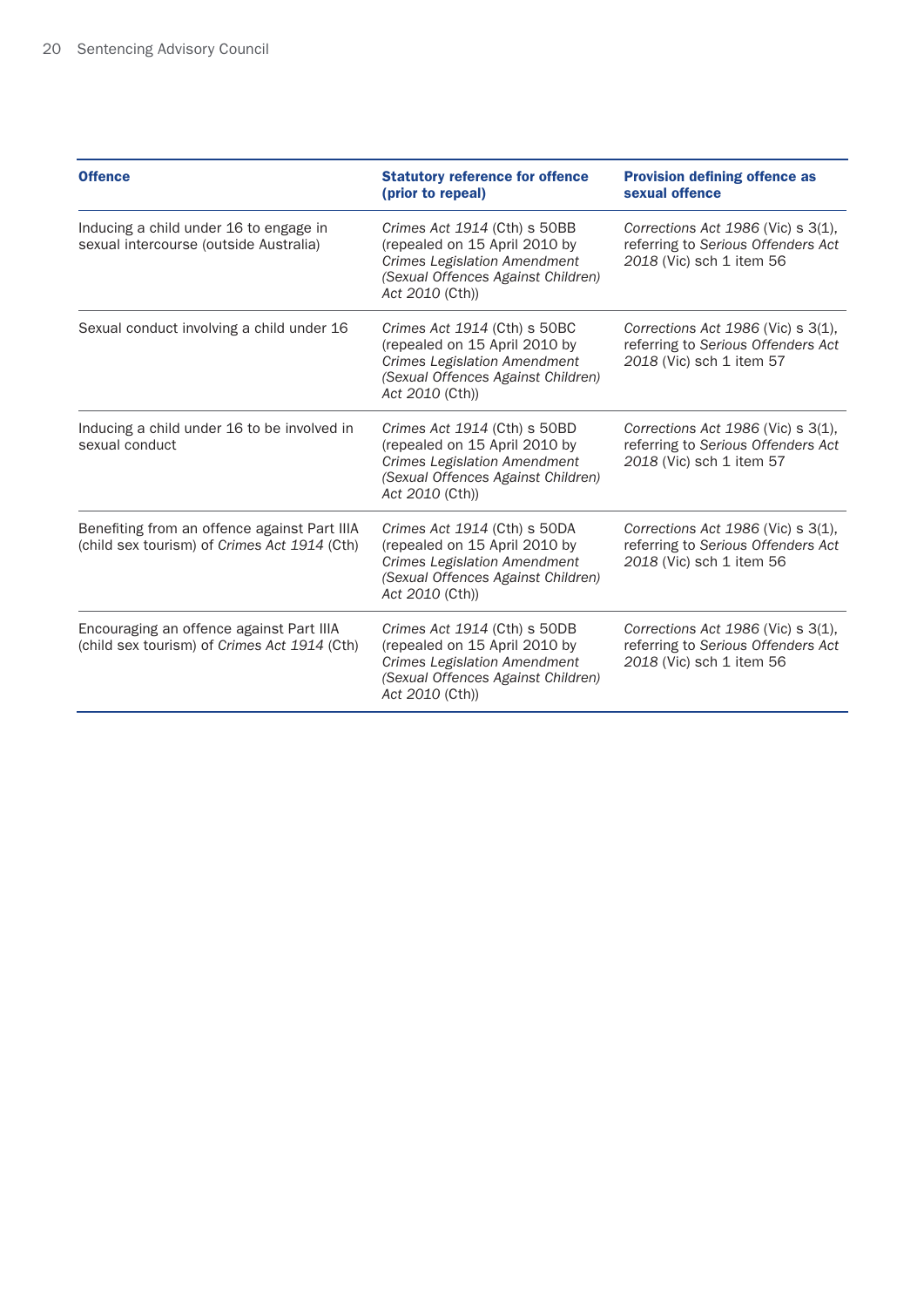| Offence | Statutory reference for offence (prior to repeal) | Provision defining offence as sexual offence |
|---|---|---|
| Inducing a child under 16 to engage in sexual intercourse (outside Australia) | *Crimes Act 1914* (Cth) s 50BB (repealed on 15 April 2010 by *Crimes Legislation Amendment (Sexual Offences Against Children) Act 2010* (Cth)) | *Corrections Act 1986* (Vic) s 3(1), referring to *Serious Offenders Act 2018* (Vic) sch 1 item 56 |
| Sexual conduct involving a child under 16 | *Crimes Act 1914* (Cth) s 50BC (repealed on 15 April 2010 by *Crimes Legislation Amendment (Sexual Offences Against Children) Act 2010* (Cth)) | *Corrections Act 1986* (Vic) s 3(1), referring to *Serious Offenders Act 2018* (Vic) sch 1 item 57 |
| Inducing a child under 16 to be involved in sexual conduct | *Crimes Act 1914* (Cth) s 50BD (repealed on 15 April 2010 by *Crimes Legislation Amendment (Sexual Offences Against Children) Act 2010* (Cth)) | *Corrections Act 1986* (Vic) s 3(1), referring to *Serious Offenders Act 2018* (Vic) sch 1 item 57 |
| Benefiting from an offence against Part IIIA (child sex tourism) of *Crimes Act 1914* (Cth) | *Crimes Act 1914* (Cth) s 50DA (repealed on 15 April 2010 by *Crimes Legislation Amendment (Sexual Offences Against Children) Act 2010* (Cth)) | *Corrections Act 1986* (Vic) s 3(1), referring to *Serious Offenders Act 2018* (Vic) sch 1 item 56 |
| Encouraging an offence against Part IIIA (child sex tourism) of *Crimes Act 1914* (Cth) | *Crimes Act 1914* (Cth) s 50DB (repealed on 15 April 2010 by *Crimes Legislation Amendment (Sexual Offences Against Children) Act 2010* (Cth)) | *Corrections Act 1986* (Vic) s 3(1), referring to *Serious Offenders Act 2018* (Vic) sch 1 item 56 |